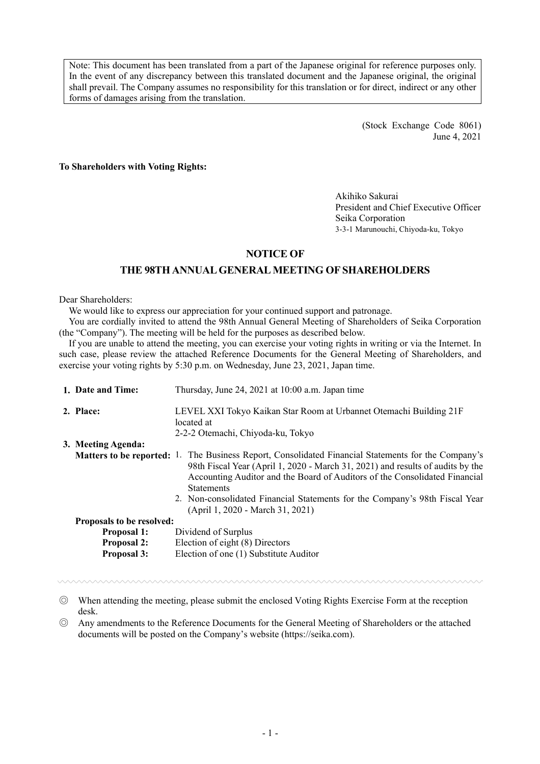Note: This document has been translated from a part of the Japanese original for reference purposes only. In the event of any discrepancy between this translated document and the Japanese original, the original shall prevail. The Company assumes no responsibility for this translation or for direct, indirect or any other forms of damages arising from the translation.

(Stock Exchange Code 8061)
June 4, 2021

**To Shareholders with Voting Rights:**

Akihiko Sakurai
President and Chief Executive Officer
Seika Corporation
3-3-1 Marunouchi, Chiyoda-ku, Tokyo

# NOTICE OF THE 98TH ANNUAL GENERAL MEETING OF SHAREHOLDERS

Dear Shareholders:

We would like to express our appreciation for your continued support and patronage.

You are cordially invited to attend the 98th Annual General Meeting of Shareholders of Seika Corporation (the "Company"). The meeting will be held for the purposes as described below.

If you are unable to attend the meeting, you can exercise your voting rights in writing or via the Internet. In such case, please review the attached Reference Documents for the General Meeting of Shareholders, and exercise your voting rights by 5:30 p.m. on Wednesday, June 23, 2021, Japan time.

**1. Date and Time:** Thursday, June 24, 2021 at 10:00 a.m. Japan time

**2. Place:** LEVEL XXI Tokyo Kaikan Star Room at Urbannet Otemachi Building 21F located at 2-2-2 Otemachi, Chiyoda-ku, Tokyo

**3. Meeting Agenda:**

**Matters to be reported:**

1. The Business Report, Consolidated Financial Statements for the Company's 98th Fiscal Year (April 1, 2020 - March 31, 2021) and results of audits by the Accounting Auditor and the Board of Auditors of the Consolidated Financial Statements
2. Non-consolidated Financial Statements for the Company's 98th Fiscal Year (April 1, 2020 - March 31, 2021)

**Proposals to be resolved:**

**Proposal 1:** Dividend of Surplus
**Proposal 2:** Election of eight (8) Directors
**Proposal 3:** Election of one (1) Substitute Auditor

◎ When attending the meeting, please submit the enclosed Voting Rights Exercise Form at the reception desk.

◎ Any amendments to the Reference Documents for the General Meeting of Shareholders or the attached documents will be posted on the Company's website (https://seika.com).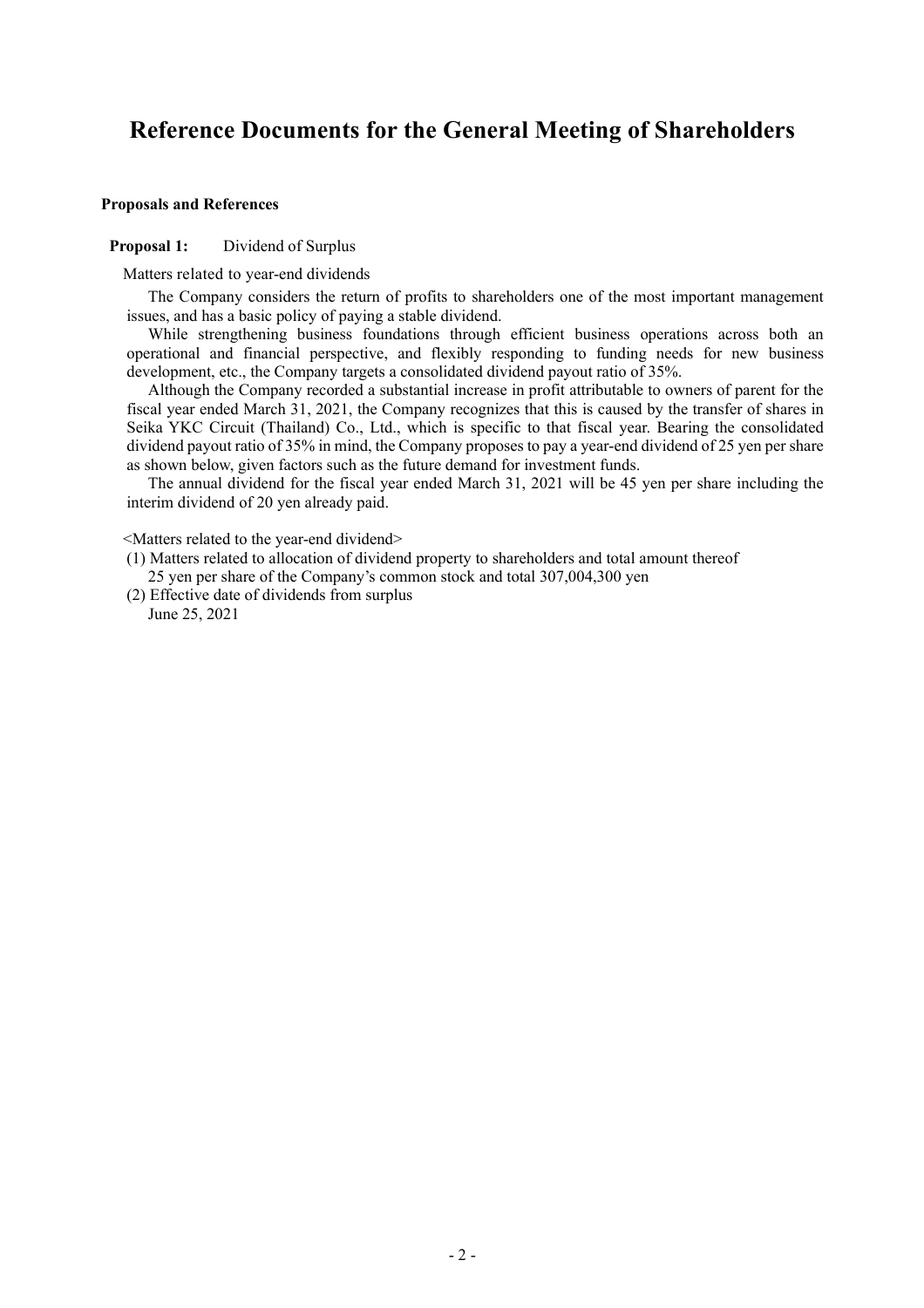# Reference Documents for the General Meeting of Shareholders

**Proposals and References**

**Proposal 1:** Dividend of Surplus

Matters related to year-end dividends

The Company considers the return of profits to shareholders one of the most important management issues, and has a basic policy of paying a stable dividend.

While strengthening business foundations through efficient business operations across both an operational and financial perspective, and flexibly responding to funding needs for new business development, etc., the Company targets a consolidated dividend payout ratio of 35%.

Although the Company recorded a substantial increase in profit attributable to owners of parent for the fiscal year ended March 31, 2021, the Company recognizes that this is caused by the transfer of shares in Seika YKC Circuit (Thailand) Co., Ltd., which is specific to that fiscal year. Bearing the consolidated dividend payout ratio of 35% in mind, the Company proposes to pay a year-end dividend of 25 yen per share as shown below, given factors such as the future demand for investment funds.

The annual dividend for the fiscal year ended March 31, 2021 will be 45 yen per share including the interim dividend of 20 yen already paid.

<Matters related to the year-end dividend>

(1) Matters related to allocation of dividend property to shareholders and total amount thereof
 25 yen per share of the Company's common stock and total 307,004,300 yen

(2) Effective date of dividends from surplus
 June 25, 2021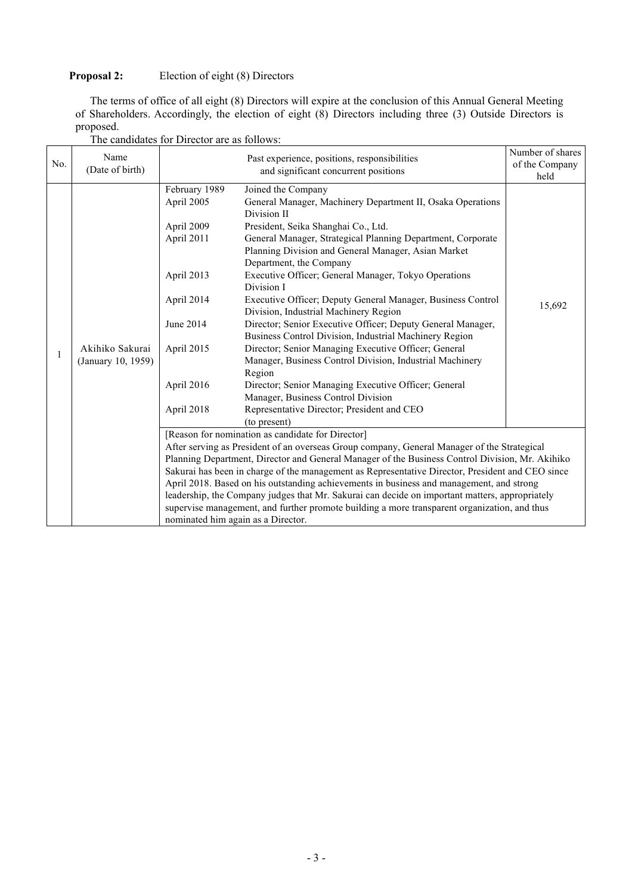**Proposal 2:** Election of eight (8) Directors

The terms of office of all eight (8) Directors will expire at the conclusion of this Annual General Meeting of Shareholders. Accordingly, the election of eight (8) Directors including three (3) Outside Directors is proposed.

The candidates for Director are as follows:

| No. | Name (Date of birth) | Past experience, positions, responsibilities and significant concurrent positions | | Number of shares of the Company held |
|---|---|---|---|---|
| 1 | Akihiko Sakurai (January 10, 1959) | February 1989 | Joined the Company | 15,692 |
| | | April 2005 | General Manager, Machinery Department II, Osaka Operations Division II | |
| | | April 2009 | President, Seika Shanghai Co., Ltd. | |
| | | April 2011 | General Manager, Strategical Planning Department, Corporate Planning Division and General Manager, Asian Market Department, the Company | |
| | | April 2013 | Executive Officer; General Manager, Tokyo Operations Division I | |
| | | April 2014 | Executive Officer; Deputy General Manager, Business Control Division, Industrial Machinery Region | |
| | | June 2014 | Director; Senior Executive Officer; Deputy General Manager, Business Control Division, Industrial Machinery Region | |
| | | April 2015 | Director; Senior Managing Executive Officer; General Manager, Business Control Division, Industrial Machinery Region | |
| | | April 2016 | Director; Senior Managing Executive Officer; General Manager, Business Control Division | |
| | | April 2018 | Representative Director; President and CEO (to present) | |
| | | [Reason for nomination as candidate for Director] After serving as President of an overseas Group company, General Manager of the Strategical Planning Department, Director and General Manager of the Business Control Division, Mr. Akihiko Sakurai has been in charge of the management as Representative Director, President and CEO since April 2018. Based on his outstanding achievements in business and management, and strong leadership, the Company judges that Mr. Sakurai can decide on important matters, appropriately supervise management, and further promote building a more transparent organization, and thus nominated him again as a Director. | | |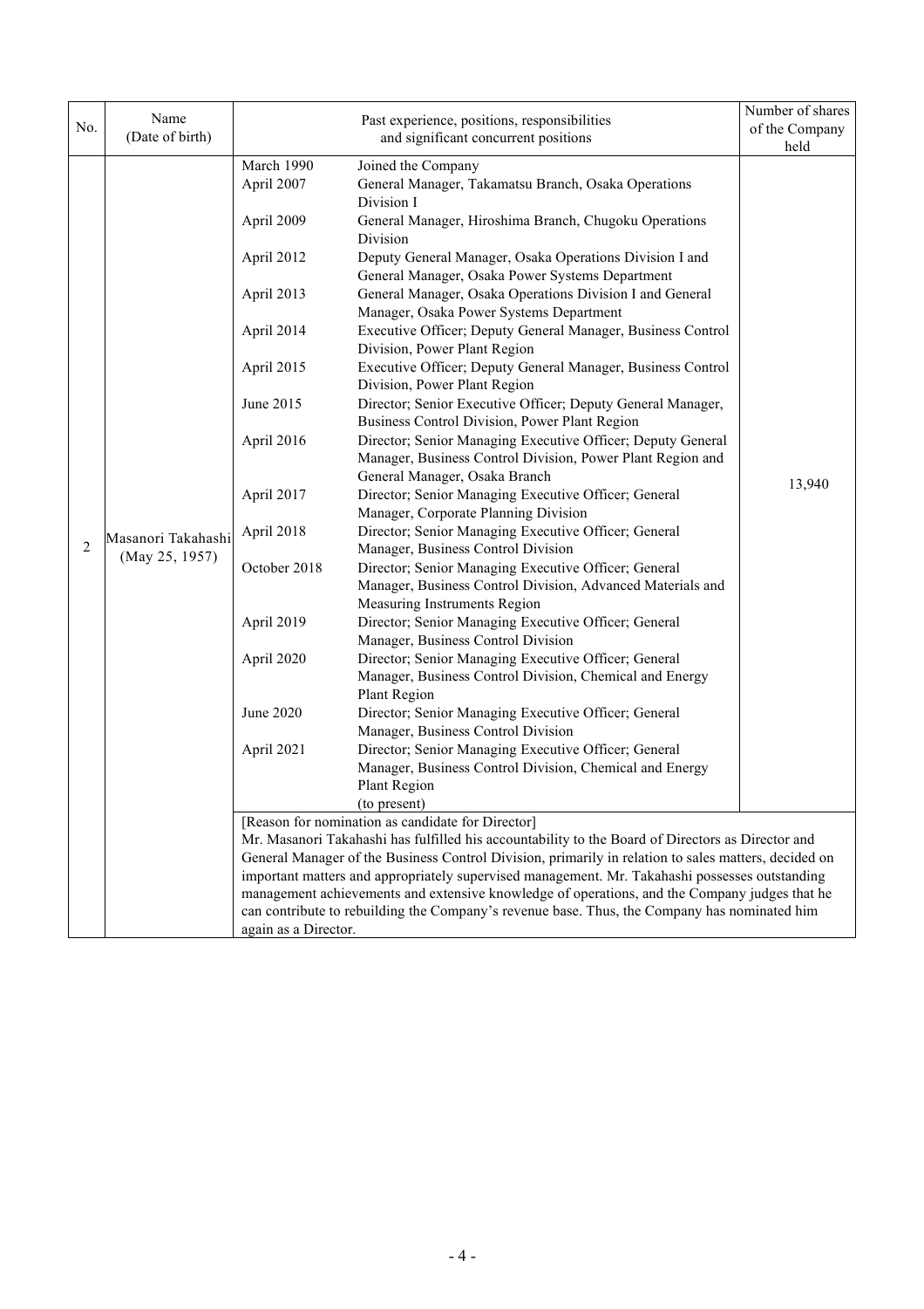| No. | Name (Date of birth) | Past experience, positions, responsibilities and significant concurrent positions | | Number of shares of the Company held |
|---|---|---|---|---|
| 2 | Masanori Takahashi (May 25, 1957) | March 1990 | Joined the Company | 13,940 |
| | | April 2007 | General Manager, Takamatsu Branch, Osaka Operations Division I | |
| | | April 2009 | General Manager, Hiroshima Branch, Chugoku Operations Division | |
| | | April 2012 | Deputy General Manager, Osaka Operations Division I and General Manager, Osaka Power Systems Department | |
| | | April 2013 | General Manager, Osaka Operations Division I and General Manager, Osaka Power Systems Department | |
| | | April 2014 | Executive Officer; Deputy General Manager, Business Control Division, Power Plant Region | |
| | | April 2015 | Executive Officer; Deputy General Manager, Business Control Division, Power Plant Region | |
| | | June 2015 | Director; Senior Executive Officer; Deputy General Manager, Business Control Division, Power Plant Region | |
| | | April 2016 | Director; Senior Managing Executive Officer; Deputy General Manager, Business Control Division, Power Plant Region and General Manager, Osaka Branch | |
| | | April 2017 | Director; Senior Managing Executive Officer; General Manager, Corporate Planning Division | |
| | | April 2018 | Director; Senior Managing Executive Officer; General Manager, Business Control Division | |
| | | October 2018 | Director; Senior Managing Executive Officer; General Manager, Business Control Division, Advanced Materials and Measuring Instruments Region | |
| | | April 2019 | Director; Senior Managing Executive Officer; General Manager, Business Control Division | |
| | | April 2020 | Director; Senior Managing Executive Officer; General Manager, Business Control Division, Chemical and Energy Plant Region | |
| | | June 2020 | Director; Senior Managing Executive Officer; General Manager, Business Control Division | |
| | | April 2021 | Director; Senior Managing Executive Officer; General Manager, Business Control Division, Chemical and Energy Plant Region (to present) | |
| | | [Reason for nomination as candidate for Director] Mr. Masanori Takahashi has fulfilled his accountability to the Board of Directors as Director and General Manager of the Business Control Division, primarily in relation to sales matters, decided on important matters and appropriately supervised management. Mr. Takahashi possesses outstanding management achievements and extensive knowledge of operations, and the Company judges that he can contribute to rebuilding the Company's revenue base. Thus, the Company has nominated him again as a Director. | | |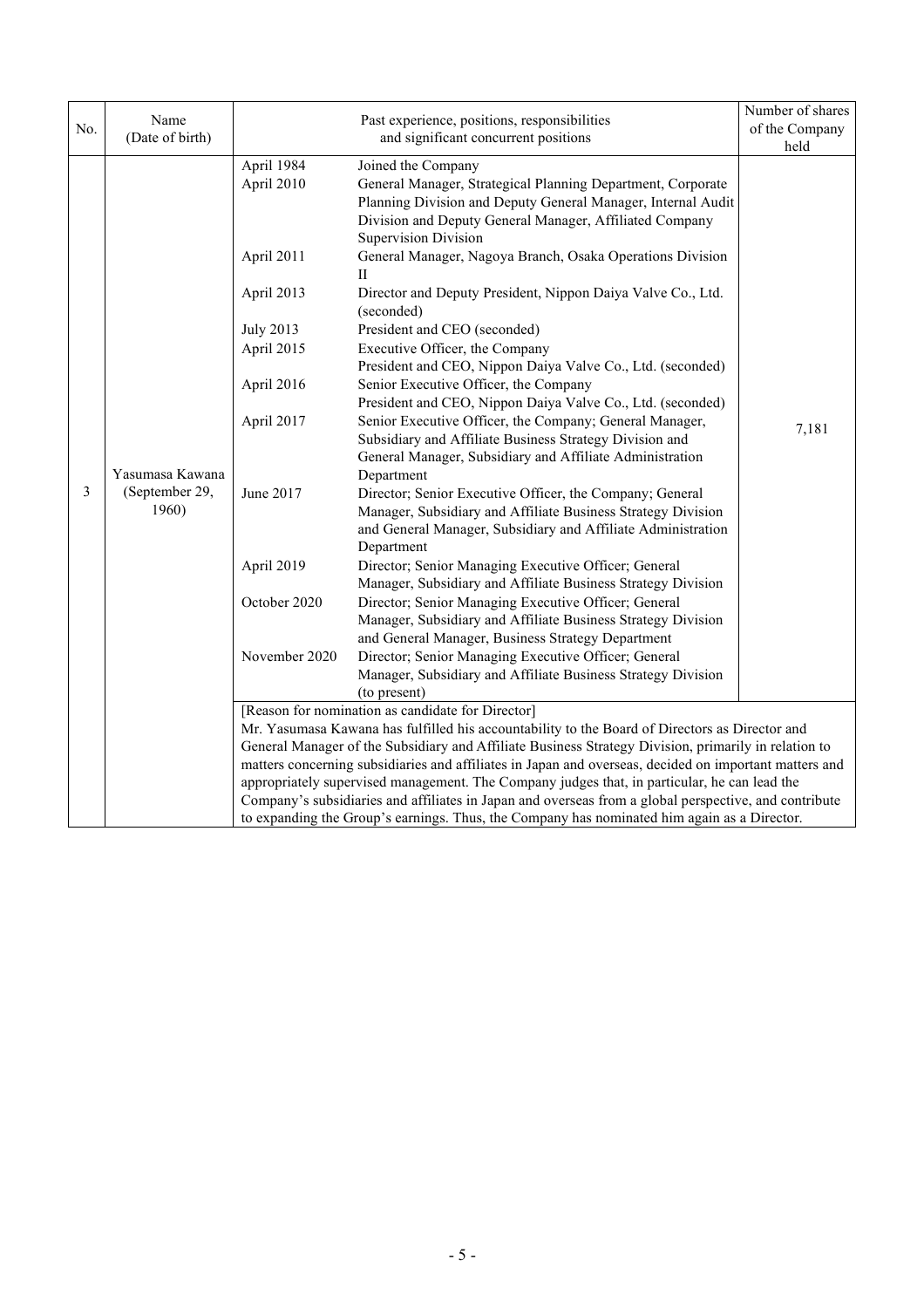| No. | Name (Date of birth) | Past experience, positions, responsibilities and significant concurrent positions | | Number of shares of the Company held |
|---|---|---|---|---|
| 3 | Yasumasa Kawana (September 29, 1960) | April 1984 | Joined the Company | 7,181 |
| | | April 2010 | General Manager, Strategical Planning Department, Corporate Planning Division and Deputy General Manager, Internal Audit Division and Deputy General Manager, Affiliated Company Supervision Division | |
| | | April 2011 | General Manager, Nagoya Branch, Osaka Operations Division II | |
| | | April 2013 | Director and Deputy President, Nippon Daiya Valve Co., Ltd. (seconded) | |
| | | July 2013 | President and CEO (seconded) | |
| | | April 2015 | Executive Officer, the Company<br>President and CEO, Nippon Daiya Valve Co., Ltd. (seconded) | |
| | | April 2016 | Senior Executive Officer, the Company<br>President and CEO, Nippon Daiya Valve Co., Ltd. (seconded) | |
| | | April 2017 | Senior Executive Officer, the Company; General Manager, Subsidiary and Affiliate Business Strategy Division and General Manager, Subsidiary and Affiliate Administration Department | |
| | | June 2017 | Director; Senior Executive Officer, the Company; General Manager, Subsidiary and Affiliate Business Strategy Division and General Manager, Subsidiary and Affiliate Administration Department | |
| | | April 2019 | Director; Senior Managing Executive Officer; General Manager, Subsidiary and Affiliate Business Strategy Division | |
| | | October 2020 | Director; Senior Managing Executive Officer; General Manager, Subsidiary and Affiliate Business Strategy Division and General Manager, Business Strategy Department | |
| | | November 2020 | Director; Senior Managing Executive Officer; General Manager, Subsidiary and Affiliate Business Strategy Division (to present) | |
| | | [Reason for nomination as candidate for Director]<br>Mr. Yasumasa Kawana has fulfilled his accountability to the Board of Directors as Director and General Manager of the Subsidiary and Affiliate Business Strategy Division, primarily in relation to matters concerning subsidiaries and affiliates in Japan and overseas, decided on important matters and appropriately supervised management. The Company judges that, in particular, he can lead the Company's subsidiaries and affiliates in Japan and overseas from a global perspective, and contribute to expanding the Group's earnings. Thus, the Company has nominated him again as a Director. | | |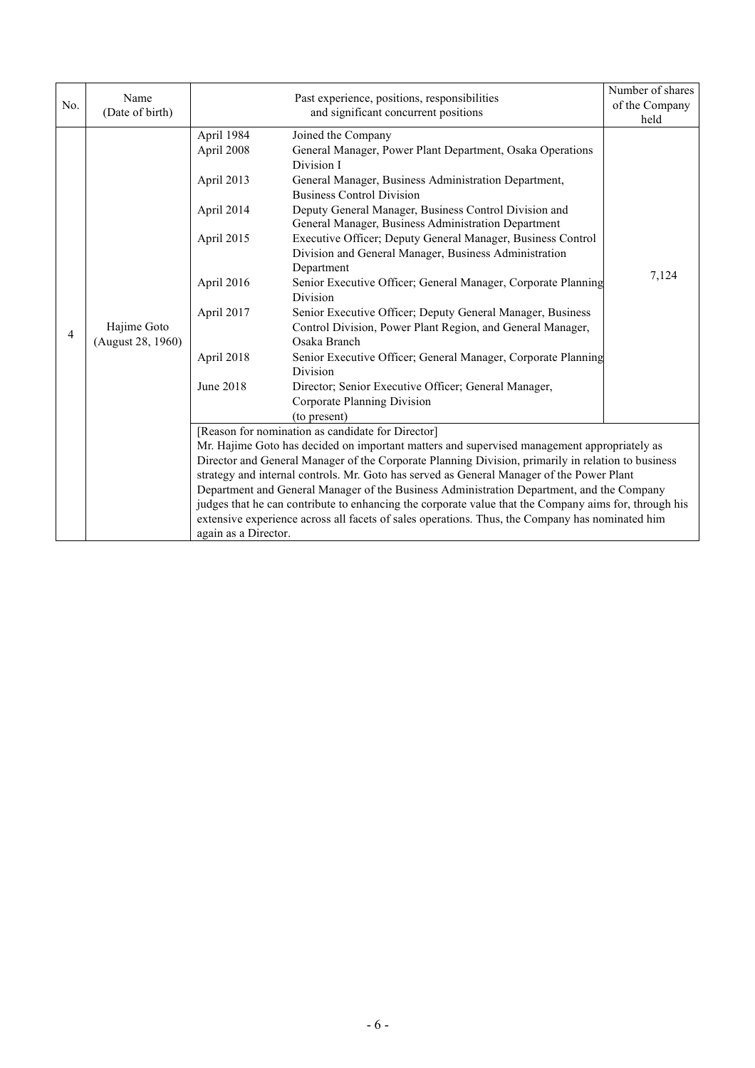| No. | Name (Date of birth) | Past experience, positions, responsibilities and significant concurrent positions | | Number of shares of the Company held |
|---|---|---|---|---|
| 4 | Hajime Goto (August 28, 1960) | April 1984 | Joined the Company | 7,124 |
| | | April 2008 | General Manager, Power Plant Department, Osaka Operations Division I | |
| | | April 2013 | General Manager, Business Administration Department, Business Control Division | |
| | | April 2014 | Deputy General Manager, Business Control Division and General Manager, Business Administration Department | |
| | | April 2015 | Executive Officer; Deputy General Manager, Business Control Division and General Manager, Business Administration Department | |
| | | April 2016 | Senior Executive Officer; General Manager, Corporate Planning Division | |
| | | April 2017 | Senior Executive Officer; Deputy General Manager, Business Control Division, Power Plant Region, and General Manager, Osaka Branch | |
| | | April 2018 | Senior Executive Officer; General Manager, Corporate Planning Division | |
| | | June 2018 | Director; Senior Executive Officer; General Manager, Corporate Planning Division (to present) | |
| | | [Reason for nomination as candidate for Director] Mr. Hajime Goto has decided on important matters and supervised management appropriately as Director and General Manager of the Corporate Planning Division, primarily in relation to business strategy and internal controls. Mr. Goto has served as General Manager of the Power Plant Department and General Manager of the Business Administration Department, and the Company judges that he can contribute to enhancing the corporate value that the Company aims for, through his extensive experience across all facets of sales operations. Thus, the Company has nominated him again as a Director. | | |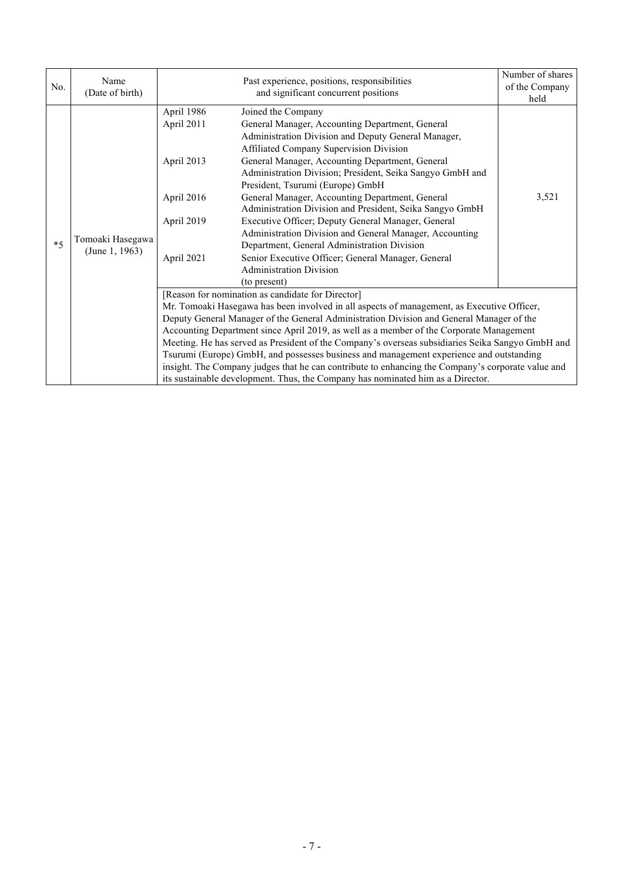| No. | Name (Date of birth) | Past experience, positions, responsibilities and significant concurrent positions | | Number of shares of the Company held |
|---|---|---|---|---|
| *5 | Tomoaki Hasegawa (June 1, 1963) | April 1986 | Joined the Company | 3,521 |
| | | April 2011 | General Manager, Accounting Department, General Administration Division and Deputy General Manager, Affiliated Company Supervision Division | |
| | | April 2013 | General Manager, Accounting Department, General Administration Division; President, Seika Sangyo GmbH and President, Tsurumi (Europe) GmbH | |
| | | April 2016 | General Manager, Accounting Department, General Administration Division and President, Seika Sangyo GmbH | |
| | | April 2019 | Executive Officer; Deputy General Manager, General Administration Division and General Manager, Accounting Department, General Administration Division | |
| | | April 2021 | Senior Executive Officer; General Manager, General Administration Division (to present) | |
| | | [Reason for nomination as candidate for Director] Mr. Tomoaki Hasegawa has been involved in all aspects of management, as Executive Officer, Deputy General Manager of the General Administration Division and General Manager of the Accounting Department since April 2019, as well as a member of the Corporate Management Meeting. He has served as President of the Company's overseas subsidiaries Seika Sangyo GmbH and Tsurumi (Europe) GmbH, and possesses business and management experience and outstanding insight. The Company judges that he can contribute to enhancing the Company's corporate value and its sustainable development. Thus, the Company has nominated him as a Director. | | |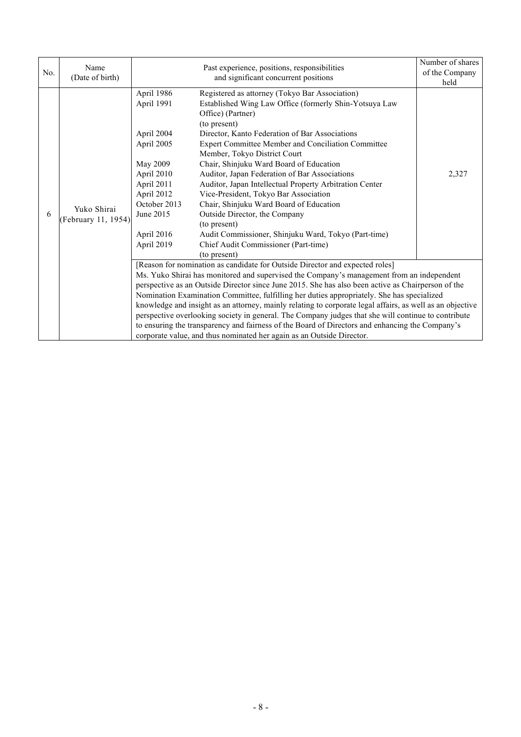| No. | Name (Date of birth) | Past experience, positions, responsibilities and significant concurrent positions | | Number of shares of the Company held |
|---|---|---|---|---|
| 6 | Yuko Shirai (February 11, 1954) | April 1986 | Registered as attorney (Tokyo Bar Association) | 2,327 |
| | | April 1991 | Established Wing Law Office (formerly Shin-Yotsuya Law Office) (Partner) (to present) | |
| | | April 2004 | Director, Kanto Federation of Bar Associations | |
| | | April 2005 | Expert Committee Member and Conciliation Committee Member, Tokyo District Court | |
| | | May 2009 | Chair, Shinjuku Ward Board of Education | |
| | | April 2010 | Auditor, Japan Federation of Bar Associations | |
| | | April 2011 | Auditor, Japan Intellectual Property Arbitration Center | |
| | | April 2012 | Vice-President, Tokyo Bar Association | |
| | | October 2013 | Chair, Shinjuku Ward Board of Education | |
| | | June 2015 | Outside Director, the Company (to present) | |
| | | April 2016 | Audit Commissioner, Shinjuku Ward, Tokyo (Part-time) | |
| | | April 2019 | Chief Audit Commissioner (Part-time) (to present) | |
| | | [Reason for nomination as candidate for Outside Director and expected roles] Ms. Yuko Shirai has monitored and supervised the Company's management from an independent perspective as an Outside Director since June 2015. She has also been active as Chairperson of the Nomination Examination Committee, fulfilling her duties appropriately. She has specialized knowledge and insight as an attorney, mainly relating to corporate legal affairs, as well as an objective perspective overlooking society in general. The Company judges that she will continue to contribute to ensuring the transparency and fairness of the Board of Directors and enhancing the Company's corporate value, and thus nominated her again as an Outside Director. | | |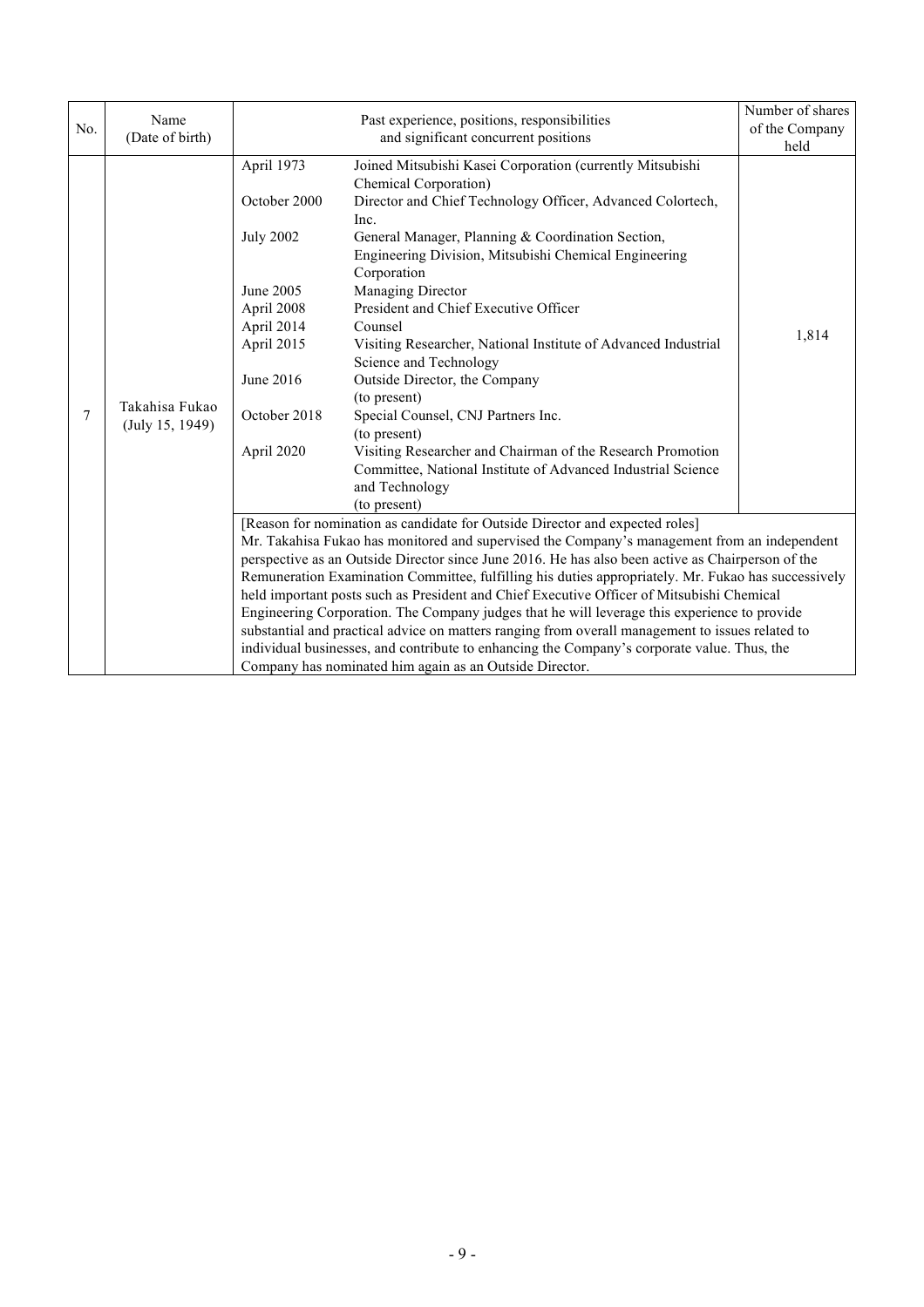| No. | Name (Date of birth) | Past experience, positions, responsibilities and significant concurrent positions | | Number of shares of the Company held |
|---|---|---|---|---|
| 7 | Takahisa Fukao (July 15, 1949) | April 1973 | Joined Mitsubishi Kasei Corporation (currently Mitsubishi Chemical Corporation) | 1,814 |
| | | October 2000 | Director and Chief Technology Officer, Advanced Colortech, Inc. | |
| | | July 2002 | General Manager, Planning & Coordination Section, Engineering Division, Mitsubishi Chemical Engineering Corporation | |
| | | June 2005 | Managing Director | |
| | | April 2008 | President and Chief Executive Officer | |
| | | April 2014 | Counsel | |
| | | April 2015 | Visiting Researcher, National Institute of Advanced Industrial Science and Technology | |
| | | June 2016 | Outside Director, the Company (to present) | |
| | | October 2018 | Special Counsel, CNJ Partners Inc. (to present) | |
| | | April 2020 | Visiting Researcher and Chairman of the Research Promotion Committee, National Institute of Advanced Industrial Science and Technology (to present) | |
| | | [Reason for nomination as candidate for Outside Director and expected roles] Mr. Takahisa Fukao has monitored and supervised the Company's management from an independent perspective as an Outside Director since June 2016. He has also been active as Chairperson of the Remuneration Examination Committee, fulfilling his duties appropriately. Mr. Fukao has successively held important posts such as President and Chief Executive Officer of Mitsubishi Chemical Engineering Corporation. The Company judges that he will leverage this experience to provide substantial and practical advice on matters ranging from overall management to issues related to individual businesses, and contribute to enhancing the Company's corporate value. Thus, the Company has nominated him again as an Outside Director. | | |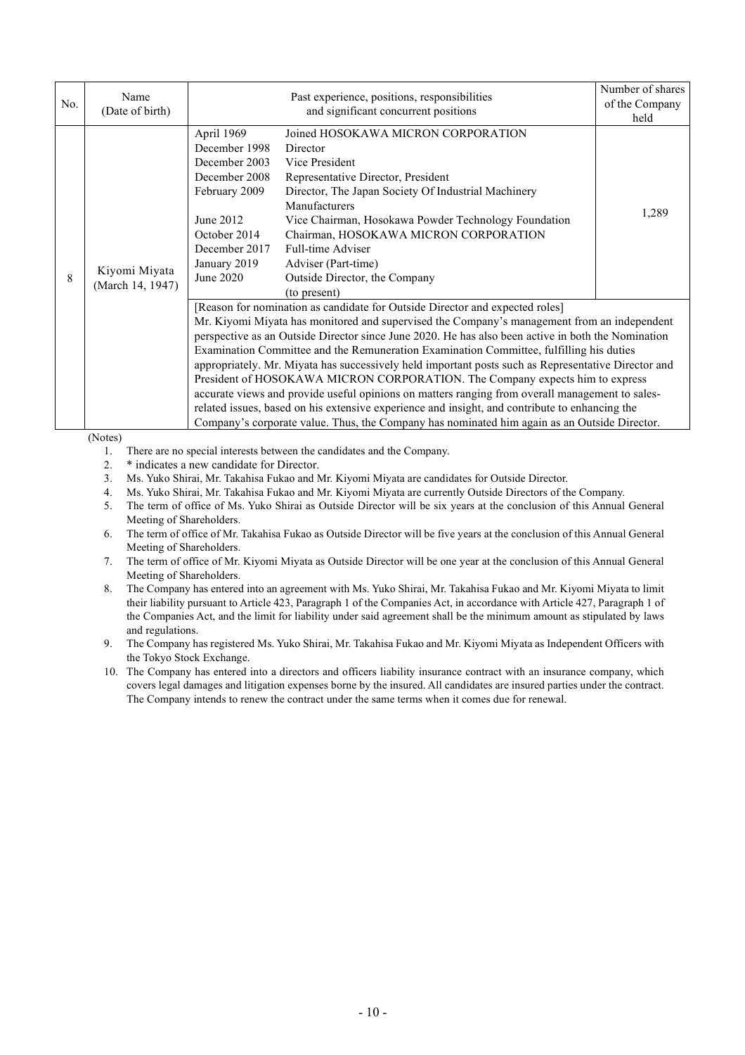| No. | Name (Date of birth) | Past experience, positions, responsibilities and significant concurrent positions | | Number of shares of the Company held |
|---|---|---|---|---|
| 8 | Kiyomi Miyata (March 14, 1947) | April 1969 | Joined HOSOKAWA MICRON CORPORATION | 1,289 |
| | | December 1998 | Director | |
| | | December 2003 | Vice President | |
| | | December 2008 | Representative Director, President | |
| | | February 2009 | Director, The Japan Society Of Industrial Machinery Manufacturers | |
| | | June 2012 | Vice Chairman, Hosokawa Powder Technology Foundation | |
| | | October 2014 | Chairman, HOSOKAWA MICRON CORPORATION | |
| | | December 2017 | Full-time Adviser | |
| | | January 2019 | Adviser (Part-time) | |
| | | June 2020 | Outside Director, the Company (to present) | |
| | | [Reason for nomination as candidate for Outside Director and expected roles] Mr. Kiyomi Miyata has monitored and supervised the Company's management from an independent perspective as an Outside Director since June 2020. He has also been active in both the Nomination Examination Committee and the Remuneration Examination Committee, fulfilling his duties appropriately. Mr. Miyata has successively held important posts such as Representative Director and President of HOSOKAWA MICRON CORPORATION. The Company expects him to express accurate views and provide useful opinions on matters ranging from overall management to sales-related issues, based on his extensive experience and insight, and contribute to enhancing the Company's corporate value. Thus, the Company has nominated him again as an Outside Director. | | |

(Notes)

1. There are no special interests between the candidates and the Company.
2. * indicates a new candidate for Director.
3. Ms. Yuko Shirai, Mr. Takahisa Fukao and Mr. Kiyomi Miyata are candidates for Outside Director.
4. Ms. Yuko Shirai, Mr. Takahisa Fukao and Mr. Kiyomi Miyata are currently Outside Directors of the Company.
5. The term of office of Ms. Yuko Shirai as Outside Director will be six years at the conclusion of this Annual General Meeting of Shareholders.
6. The term of office of Mr. Takahisa Fukao as Outside Director will be five years at the conclusion of this Annual General Meeting of Shareholders.
7. The term of office of Mr. Kiyomi Miyata as Outside Director will be one year at the conclusion of this Annual General Meeting of Shareholders.
8. The Company has entered into an agreement with Ms. Yuko Shirai, Mr. Takahisa Fukao and Mr. Kiyomi Miyata to limit their liability pursuant to Article 423, Paragraph 1 of the Companies Act, in accordance with Article 427, Paragraph 1 of the Companies Act, and the limit for liability under said agreement shall be the minimum amount as stipulated by laws and regulations.
9. The Company has registered Ms. Yuko Shirai, Mr. Takahisa Fukao and Mr. Kiyomi Miyata as Independent Officers with the Tokyo Stock Exchange.
10. The Company has entered into a directors and officers liability insurance contract with an insurance company, which covers legal damages and litigation expenses borne by the insured. All candidates are insured parties under the contract. The Company intends to renew the contract under the same terms when it comes due for renewal.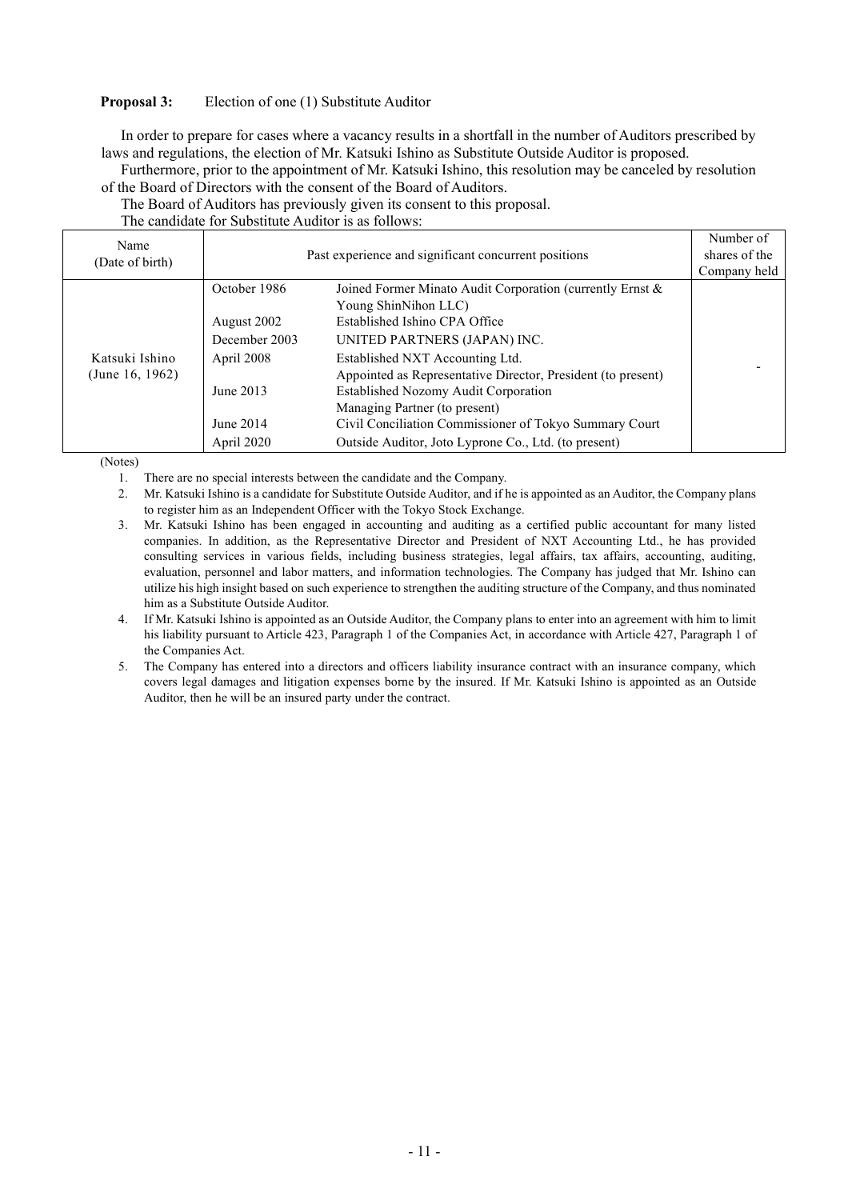**Proposal 3:** Election of one (1) Substitute Auditor

In order to prepare for cases where a vacancy results in a shortfall in the number of Auditors prescribed by laws and regulations, the election of Mr. Katsuki Ishino as Substitute Outside Auditor is proposed.

Furthermore, prior to the appointment of Mr. Katsuki Ishino, this resolution may be canceled by resolution of the Board of Directors with the consent of the Board of Auditors.

The Board of Auditors has previously given its consent to this proposal.

The candidate for Substitute Auditor is as follows:

| Name (Date of birth) | Past experience and significant concurrent positions | | Number of shares of the Company held |
|---|---|---|---|
| Katsuki Ishino (June 16, 1962) | October 1986 | Joined Former Minato Audit Corporation (currently Ernst & Young ShinNihon LLC) | - |
| | August 2002 | Established Ishino CPA Office | |
| | December 2003 | UNITED PARTNERS (JAPAN) INC. | |
| | April 2008 | Established NXT Accounting Ltd. Appointed as Representative Director, President (to present) | |
| | June 2013 | Established Nozomy Audit Corporation Managing Partner (to present) | |
| | June 2014 | Civil Conciliation Commissioner of Tokyo Summary Court | |
| | April 2020 | Outside Auditor, Joto Lyprone Co., Ltd. (to present) | |

(Notes)

1. There are no special interests between the candidate and the Company.
2. Mr. Katsuki Ishino is a candidate for Substitute Outside Auditor, and if he is appointed as an Auditor, the Company plans to register him as an Independent Officer with the Tokyo Stock Exchange.
3. Mr. Katsuki Ishino has been engaged in accounting and auditing as a certified public accountant for many listed companies. In addition, as the Representative Director and President of NXT Accounting Ltd., he has provided consulting services in various fields, including business strategies, legal affairs, tax affairs, accounting, auditing, evaluation, personnel and labor matters, and information technologies. The Company has judged that Mr. Ishino can utilize his high insight based on such experience to strengthen the auditing structure of the Company, and thus nominated him as a Substitute Outside Auditor.
4. If Mr. Katsuki Ishino is appointed as an Outside Auditor, the Company plans to enter into an agreement with him to limit his liability pursuant to Article 423, Paragraph 1 of the Companies Act, in accordance with Article 427, Paragraph 1 of the Companies Act.
5. The Company has entered into a directors and officers liability insurance contract with an insurance company, which covers legal damages and litigation expenses borne by the insured. If Mr. Katsuki Ishino is appointed as an Outside Auditor, then he will be an insured party under the contract.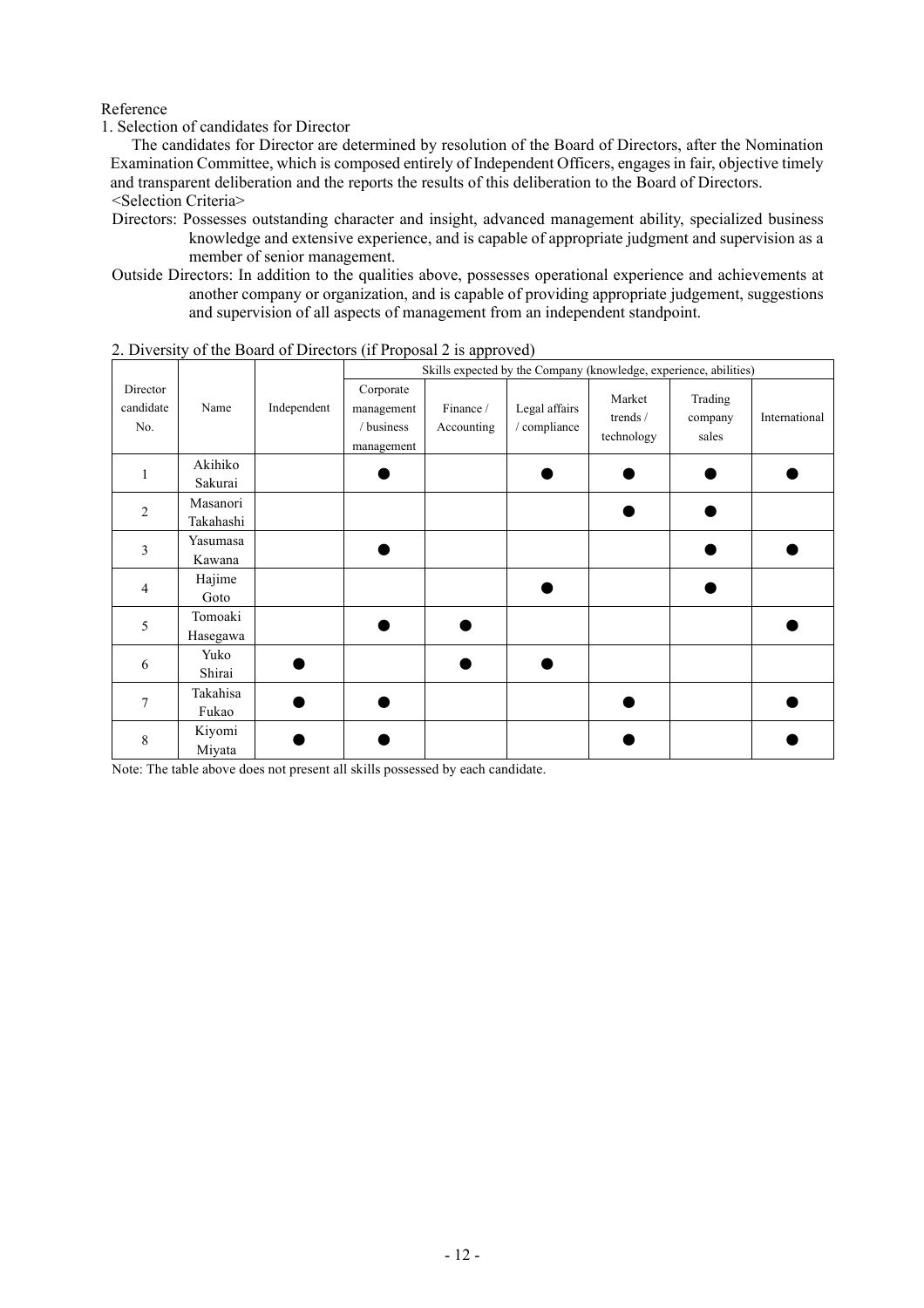Reference

1. Selection of candidates for Director

The candidates for Director are determined by resolution of the Board of Directors, after the Nomination Examination Committee, which is composed entirely of Independent Officers, engages in fair, objective timely and transparent deliberation and the reports the results of this deliberation to the Board of Directors.

<Selection Criteria>

Directors: Possesses outstanding character and insight, advanced management ability, specialized business knowledge and extensive experience, and is capable of appropriate judgment and supervision as a member of senior management.

Outside Directors: In addition to the qualities above, possesses operational experience and achievements at another company or organization, and is capable of providing appropriate judgement, suggestions and supervision of all aspects of management from an independent standpoint.

2. Diversity of the Board of Directors (if Proposal 2 is approved)

| Director candidate No. | Name | Independent | Skills expected by the Company (knowledge, experience, abilities) | | | | | |
|---|---|---|---|---|---|---|---|---|
| | | | Corporate management / business management | Finance / Accounting | Legal affairs / compliance | Market trends / technology | Trading company sales | International |
| 1 | Akihiko Sakurai | | ● | | ● | ● | ● | ● |
| 2 | Masanori Takahashi | | | | | ● | ● | |
| 3 | Yasumasa Kawana | | ● | | | | ● | ● |
| 4 | Hajime Goto | | | | ● | | ● | |
| 5 | Tomoaki Hasegawa | | ● | ● | | | | ● |
| 6 | Yuko Shirai | ● | | ● | ● | | | |
| 7 | Takahisa Fukao | ● | ● | | | ● | | ● |
| 8 | Kiyomi Miyata | ● | ● | | | ● | | ● |

Note: The table above does not present all skills possessed by each candidate.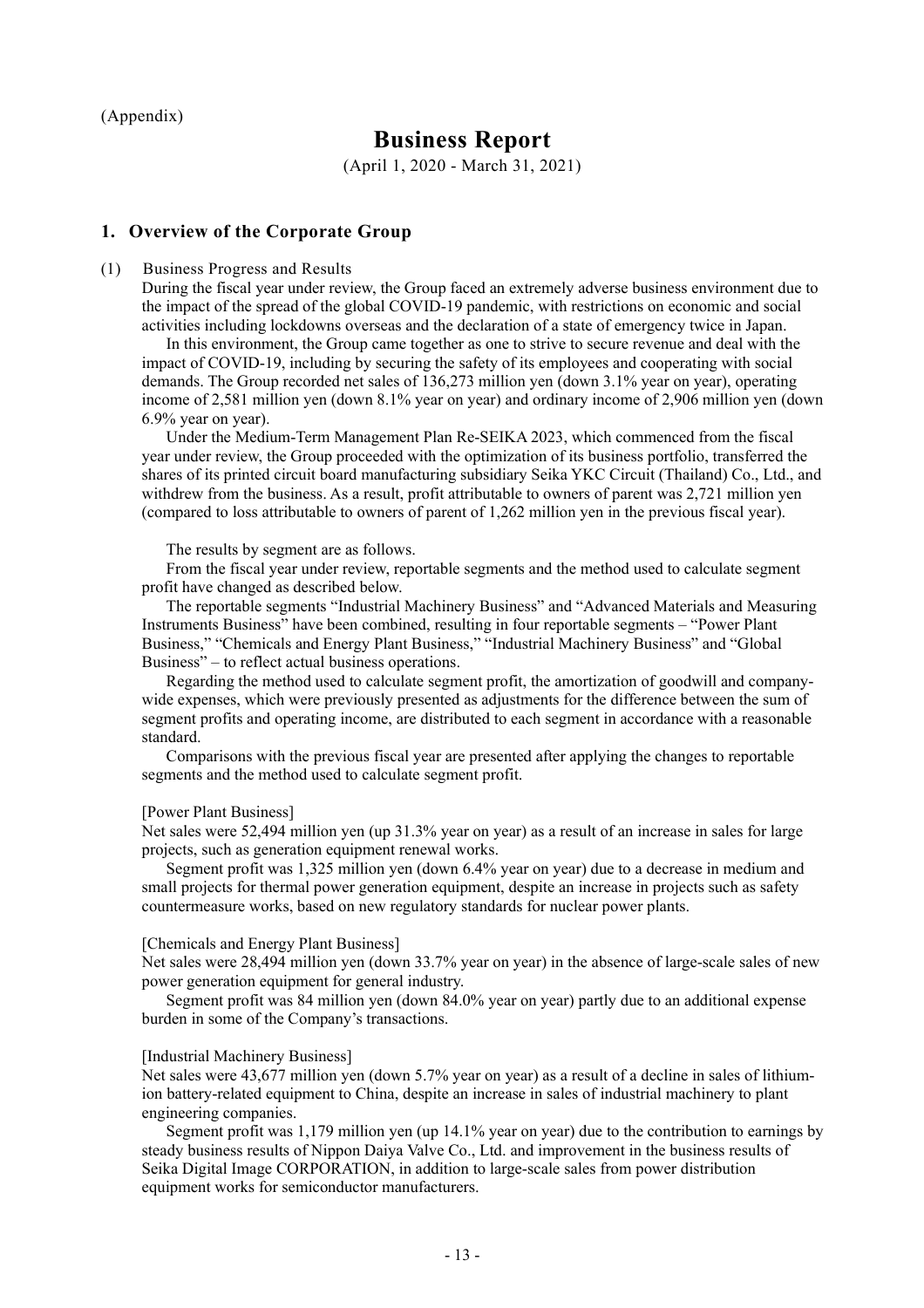(Appendix)

# Business Report

(April 1, 2020 - March 31, 2021)

## 1. Overview of the Corporate Group

(1) Business Progress and Results

During the fiscal year under review, the Group faced an extremely adverse business environment due to the impact of the spread of the global COVID-19 pandemic, with restrictions on economic and social activities including lockdowns overseas and the declaration of a state of emergency twice in Japan.

In this environment, the Group came together as one to strive to secure revenue and deal with the impact of COVID-19, including by securing the safety of its employees and cooperating with social demands. The Group recorded net sales of 136,273 million yen (down 3.1% year on year), operating income of 2,581 million yen (down 8.1% year on year) and ordinary income of 2,906 million yen (down 6.9% year on year).

Under the Medium-Term Management Plan Re-SEIKA 2023, which commenced from the fiscal year under review, the Group proceeded with the optimization of its business portfolio, transferred the shares of its printed circuit board manufacturing subsidiary Seika YKC Circuit (Thailand) Co., Ltd., and withdrew from the business. As a result, profit attributable to owners of parent was 2,721 million yen (compared to loss attributable to owners of parent of 1,262 million yen in the previous fiscal year).

The results by segment are as follows.

From the fiscal year under review, reportable segments and the method used to calculate segment profit have changed as described below.

The reportable segments "Industrial Machinery Business" and "Advanced Materials and Measuring Instruments Business" have been combined, resulting in four reportable segments – "Power Plant Business," "Chemicals and Energy Plant Business," "Industrial Machinery Business" and "Global Business" – to reflect actual business operations.

Regarding the method used to calculate segment profit, the amortization of goodwill and company-wide expenses, which were previously presented as adjustments for the difference between the sum of segment profits and operating income, are distributed to each segment in accordance with a reasonable standard.

Comparisons with the previous fiscal year are presented after applying the changes to reportable segments and the method used to calculate segment profit.

[Power Plant Business]

Net sales were 52,494 million yen (up 31.3% year on year) as a result of an increase in sales for large projects, such as generation equipment renewal works.

Segment profit was 1,325 million yen (down 6.4% year on year) due to a decrease in medium and small projects for thermal power generation equipment, despite an increase in projects such as safety countermeasure works, based on new regulatory standards for nuclear power plants.

[Chemicals and Energy Plant Business]

Net sales were 28,494 million yen (down 33.7% year on year) in the absence of large-scale sales of new power generation equipment for general industry.

Segment profit was 84 million yen (down 84.0% year on year) partly due to an additional expense burden in some of the Company's transactions.

[Industrial Machinery Business]

Net sales were 43,677 million yen (down 5.7% year on year) as a result of a decline in sales of lithium-ion battery-related equipment to China, despite an increase in sales of industrial machinery to plant engineering companies.

Segment profit was 1,179 million yen (up 14.1% year on year) due to the contribution to earnings by steady business results of Nippon Daiya Valve Co., Ltd. and improvement in the business results of Seika Digital Image CORPORATION, in addition to large-scale sales from power distribution equipment works for semiconductor manufacturers.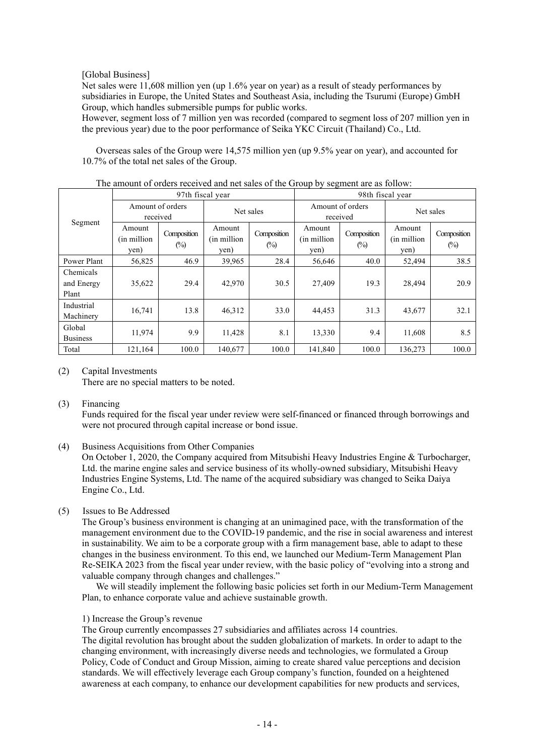[Global Business]

Net sales were 11,608 million yen (up 1.6% year on year) as a result of steady performances by subsidiaries in Europe, the United States and Southeast Asia, including the Tsurumi (Europe) GmbH Group, which handles submersible pumps for public works.

However, segment loss of 7 million yen was recorded (compared to segment loss of 207 million yen in the previous year) due to the poor performance of Seika YKC Circuit (Thailand) Co., Ltd.

Overseas sales of the Group were 14,575 million yen (up 9.5% year on year), and accounted for 10.7% of the total net sales of the Group.

The amount of orders received and net sales of the Group by segment are as follow:

| Segment | 97th fiscal year | | | | 98th fiscal year | | | |
|---|---|---|---|---|---|---|---|---|
| | Amount of orders received | | Net sales | | Amount of orders received | | Net sales | |
| | Amount (in million yen) | Composition (%) | Amount (in million yen) | Composition (%) | Amount (in million yen) | Composition (%) | Amount (in million yen) | Composition (%) |
| Power Plant | 56,825 | 46.9 | 39,965 | 28.4 | 56,646 | 40.0 | 52,494 | 38.5 |
| Chemicals and Energy Plant | 35,622 | 29.4 | 42,970 | 30.5 | 27,409 | 19.3 | 28,494 | 20.9 |
| Industrial Machinery | 16,741 | 13.8 | 46,312 | 33.0 | 44,453 | 31.3 | 43,677 | 32.1 |
| Global Business | 11,974 | 9.9 | 11,428 | 8.1 | 13,330 | 9.4 | 11,608 | 8.5 |
| Total | 121,164 | 100.0 | 140,677 | 100.0 | 141,840 | 100.0 | 136,273 | 100.0 |

(2) Capital Investments

There are no special matters to be noted.

(3) Financing

Funds required for the fiscal year under review were self-financed or financed through borrowings and were not procured through capital increase or bond issue.

(4) Business Acquisitions from Other Companies

On October 1, 2020, the Company acquired from Mitsubishi Heavy Industries Engine & Turbocharger, Ltd. the marine engine sales and service business of its wholly-owned subsidiary, Mitsubishi Heavy Industries Engine Systems, Ltd. The name of the acquired subsidiary was changed to Seika Daiya Engine Co., Ltd.

(5) Issues to Be Addressed

The Group's business environment is changing at an unimagined pace, with the transformation of the management environment due to the COVID-19 pandemic, and the rise in social awareness and interest in sustainability. We aim to be a corporate group with a firm management base, able to adapt to these changes in the business environment. To this end, we launched our Medium-Term Management Plan Re-SEIKA 2023 from the fiscal year under review, with the basic policy of "evolving into a strong and valuable company through changes and challenges."

We will steadily implement the following basic policies set forth in our Medium-Term Management Plan, to enhance corporate value and achieve sustainable growth.

1) Increase the Group's revenue

The Group currently encompasses 27 subsidiaries and affiliates across 14 countries.

The digital revolution has brought about the sudden globalization of markets. In order to adapt to the changing environment, with increasingly diverse needs and technologies, we formulated a Group Policy, Code of Conduct and Group Mission, aiming to create shared value perceptions and decision standards. We will effectively leverage each Group company's function, founded on a heightened awareness at each company, to enhance our development capabilities for new products and services,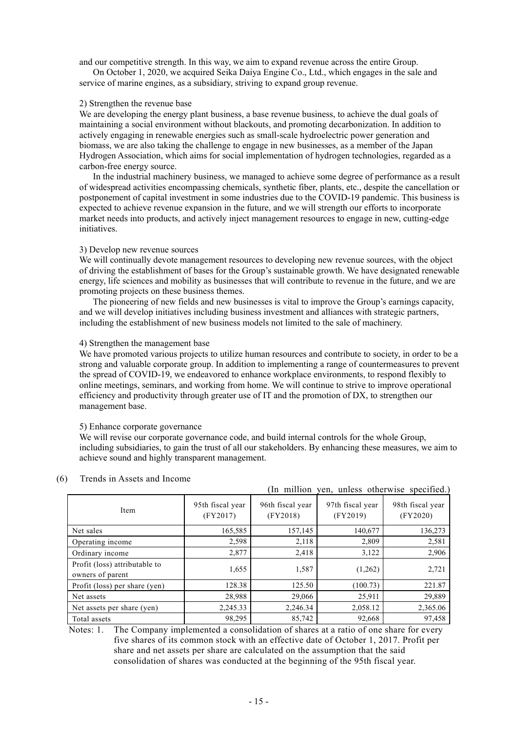and our competitive strength. In this way, we aim to expand revenue across the entire Group.

On October 1, 2020, we acquired Seika Daiya Engine Co., Ltd., which engages in the sale and service of marine engines, as a subsidiary, striving to expand group revenue.

2) Strengthen the revenue base

We are developing the energy plant business, a base revenue business, to achieve the dual goals of maintaining a social environment without blackouts, and promoting decarbonization. In addition to actively engaging in renewable energies such as small-scale hydroelectric power generation and biomass, we are also taking the challenge to engage in new businesses, as a member of the Japan Hydrogen Association, which aims for social implementation of hydrogen technologies, regarded as a carbon-free energy source.

In the industrial machinery business, we managed to achieve some degree of performance as a result of widespread activities encompassing chemicals, synthetic fiber, plants, etc., despite the cancellation or postponement of capital investment in some industries due to the COVID-19 pandemic. This business is expected to achieve revenue expansion in the future, and we will strength our efforts to incorporate market needs into products, and actively inject management resources to engage in new, cutting-edge initiatives.

3) Develop new revenue sources

We will continually devote management resources to developing new revenue sources, with the object of driving the establishment of bases for the Group's sustainable growth. We have designated renewable energy, life sciences and mobility as businesses that will contribute to revenue in the future, and we are promoting projects on these business themes.

The pioneering of new fields and new businesses is vital to improve the Group's earnings capacity, and we will develop initiatives including business investment and alliances with strategic partners, including the establishment of new business models not limited to the sale of machinery.

4) Strengthen the management base

We have promoted various projects to utilize human resources and contribute to society, in order to be a strong and valuable corporate group. In addition to implementing a range of countermeasures to prevent the spread of COVID-19, we endeavored to enhance workplace environments, to respond flexibly to online meetings, seminars, and working from home. We will continue to strive to improve operational efficiency and productivity through greater use of IT and the promotion of DX, to strengthen our management base.

5) Enhance corporate governance

We will revise our corporate governance code, and build internal controls for the whole Group, including subsidiaries, to gain the trust of all our stakeholders. By enhancing these measures, we aim to achieve sound and highly transparent management.

(6) Trends in Assets and Income

(In million yen, unless otherwise specified.)

| Item | 95th fiscal year (FY2017) | 96th fiscal year (FY2018) | 97th fiscal year (FY2019) | 98th fiscal year (FY2020) |
|---|---|---|---|---|
| Net sales | 165,585 | 157,145 | 140,677 | 136,273 |
| Operating income | 2,598 | 2,118 | 2,809 | 2,581 |
| Ordinary income | 2,877 | 2,418 | 3,122 | 2,906 |
| Profit (loss) attributable to owners of parent | 1,655 | 1,587 | (1,262) | 2,721 |
| Profit (loss) per share (yen) | 128.38 | 125.50 | (100.73) | 221.87 |
| Net assets | 28,988 | 29,066 | 25,911 | 29,889 |
| Net assets per share (yen) | 2,245.33 | 2,246.34 | 2,058.12 | 2,365.06 |
| Total assets | 98,295 | 85,742 | 92,668 | 97,458 |

Notes: 1. The Company implemented a consolidation of shares at a ratio of one share for every five shares of its common stock with an effective date of October 1, 2017. Profit per share and net assets per share are calculated on the assumption that the said consolidation of shares was conducted at the beginning of the 95th fiscal year.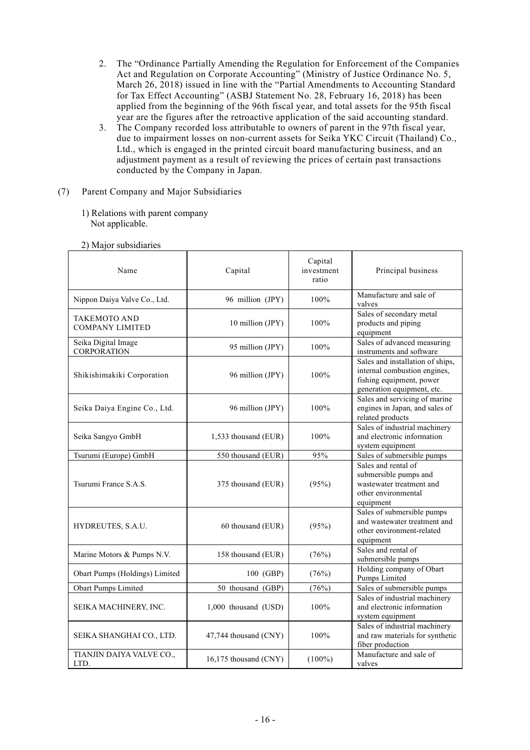2. The "Ordinance Partially Amending the Regulation for Enforcement of the Companies Act and Regulation on Corporate Accounting" (Ministry of Justice Ordinance No. 5, March 26, 2018) issued in line with the "Partial Amendments to Accounting Standard for Tax Effect Accounting" (ASBJ Statement No. 28, February 16, 2018) has been applied from the beginning of the 96th fiscal year, and total assets for the 95th fiscal year are the figures after the retroactive application of the said accounting standard.
3. The Company recorded loss attributable to owners of parent in the 97th fiscal year, due to impairment losses on non-current assets for Seika YKC Circuit (Thailand) Co., Ltd., which is engaged in the printed circuit board manufacturing business, and an adjustment payment as a result of reviewing the prices of certain past transactions conducted by the Company in Japan.

(7) Parent Company and Major Subsidiaries

1) Relations with parent company
Not applicable.

2) Major subsidiaries

| Name | Capital | Capital investment ratio | Principal business |
|---|---|---|---|
| Nippon Daiya Valve Co., Ltd. | 96 million (JPY) | 100% | Manufacture and sale of valves |
| TAKEMOTO AND COMPANY LIMITED | 10 million (JPY) | 100% | Sales of secondary metal products and piping equipment |
| Seika Digital Image CORPORATION | 95 million (JPY) | 100% | Sales of advanced measuring instruments and software |
| Shikishimakiki Corporation | 96 million (JPY) | 100% | Sales and installation of ships, internal combustion engines, fishing equipment, power generation equipment, etc. |
| Seika Daiya Engine Co., Ltd. | 96 million (JPY) | 100% | Sales and servicing of marine engines in Japan, and sales of related products |
| Seika Sangyo GmbH | 1,533 thousand (EUR) | 100% | Sales of industrial machinery and electronic information system equipment |
| Tsurumi (Europe) GmbH | 550 thousand (EUR) | 95% | Sales of submersible pumps |
| Tsurumi France S.A.S. | 375 thousand (EUR) | (95%) | Sales and rental of submersible pumps and wastewater treatment and other environmental equipment |
| HYDREUTES, S.A.U. | 60 thousand (EUR) | (95%) | Sales of submersible pumps and wastewater treatment and other environment-related equipment |
| Marine Motors & Pumps N.V. | 158 thousand (EUR) | (76%) | Sales and rental of submersible pumps |
| Obart Pumps (Holdings) Limited | 100 (GBP) | (76%) | Holding company of Obart Pumps Limited |
| Obart Pumps Limited | 50 thousand (GBP) | (76%) | Sales of submersible pumps |
| SEIKA MACHINERY, INC. | 1,000 thousand (USD) | 100% | Sales of industrial machinery and electronic information system equipment |
| SEIKA SHANGHAI CO., LTD. | 47,744 thousand (CNY) | 100% | Sales of industrial machinery and raw materials for synthetic fiber production |
| TIANJIN DAIYA VALVE CO., LTD. | 16,175 thousand (CNY) | (100%) | Manufacture and sale of valves |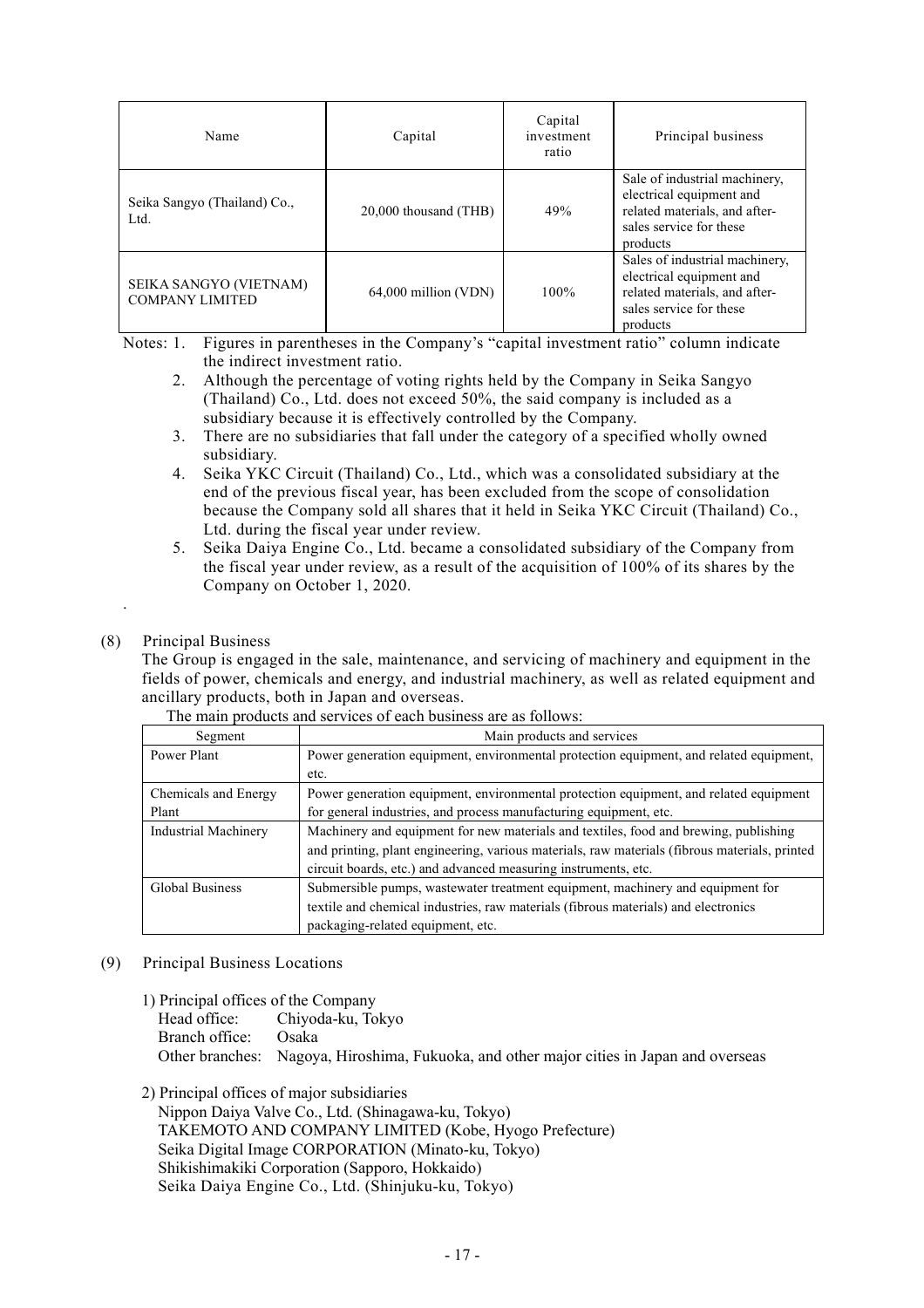| Name | Capital | Capital investment ratio | Principal business |
|---|---|---|---|
| Seika Sangyo (Thailand) Co., Ltd. | 20,000 thousand (THB) | 49% | Sale of industrial machinery, electrical equipment and related materials, and after-sales service for these products |
| SEIKA SANGYO (VIETNAM) COMPANY LIMITED | 64,000 million (VDN) | 100% | Sales of industrial machinery, electrical equipment and related materials, and after-sales service for these products |

Notes: 1. Figures in parentheses in the Company's "capital investment ratio" column indicate the indirect investment ratio.

2. Although the percentage of voting rights held by the Company in Seika Sangyo (Thailand) Co., Ltd. does not exceed 50%, the said company is included as a subsidiary because it is effectively controlled by the Company.

3. There are no subsidiaries that fall under the category of a specified wholly owned subsidiary.

4. Seika YKC Circuit (Thailand) Co., Ltd., which was a consolidated subsidiary at the end of the previous fiscal year, has been excluded from the scope of consolidation because the Company sold all shares that it held in Seika YKC Circuit (Thailand) Co., Ltd. during the fiscal year under review.

5. Seika Daiya Engine Co., Ltd. became a consolidated subsidiary of the Company from the fiscal year under review, as a result of the acquisition of 100% of its shares by the Company on October 1, 2020.

.

(8) Principal Business

The Group is engaged in the sale, maintenance, and servicing of machinery and equipment in the fields of power, chemicals and energy, and industrial machinery, as well as related equipment and ancillary products, both in Japan and overseas.

The main products and services of each business are as follows:

| Segment | Main products and services |
|---|---|
| Power Plant | Power generation equipment, environmental protection equipment, and related equipment, etc. |
| Chemicals and Energy Plant | Power generation equipment, environmental protection equipment, and related equipment for general industries, and process manufacturing equipment, etc. |
| Industrial Machinery | Machinery and equipment for new materials and textiles, food and brewing, publishing and printing, plant engineering, various materials, raw materials (fibrous materials, printed circuit boards, etc.) and advanced measuring instruments, etc. |
| Global Business | Submersible pumps, wastewater treatment equipment, machinery and equipment for textile and chemical industries, raw materials (fibrous materials) and electronics packaging-related equipment, etc. |

(9) Principal Business Locations

1) Principal offices of the Company

Head office: Chiyoda-ku, Tokyo
Branch office: Osaka
Other branches: Nagoya, Hiroshima, Fukuoka, and other major cities in Japan and overseas

2) Principal offices of major subsidiaries

Nippon Daiya Valve Co., Ltd. (Shinagawa-ku, Tokyo)
TAKEMOTO AND COMPANY LIMITED (Kobe, Hyogo Prefecture)
Seika Digital Image CORPORATION (Minato-ku, Tokyo)
Shikishimakiki Corporation (Sapporo, Hokkaido)
Seika Daiya Engine Co., Ltd. (Shinjuku-ku, Tokyo)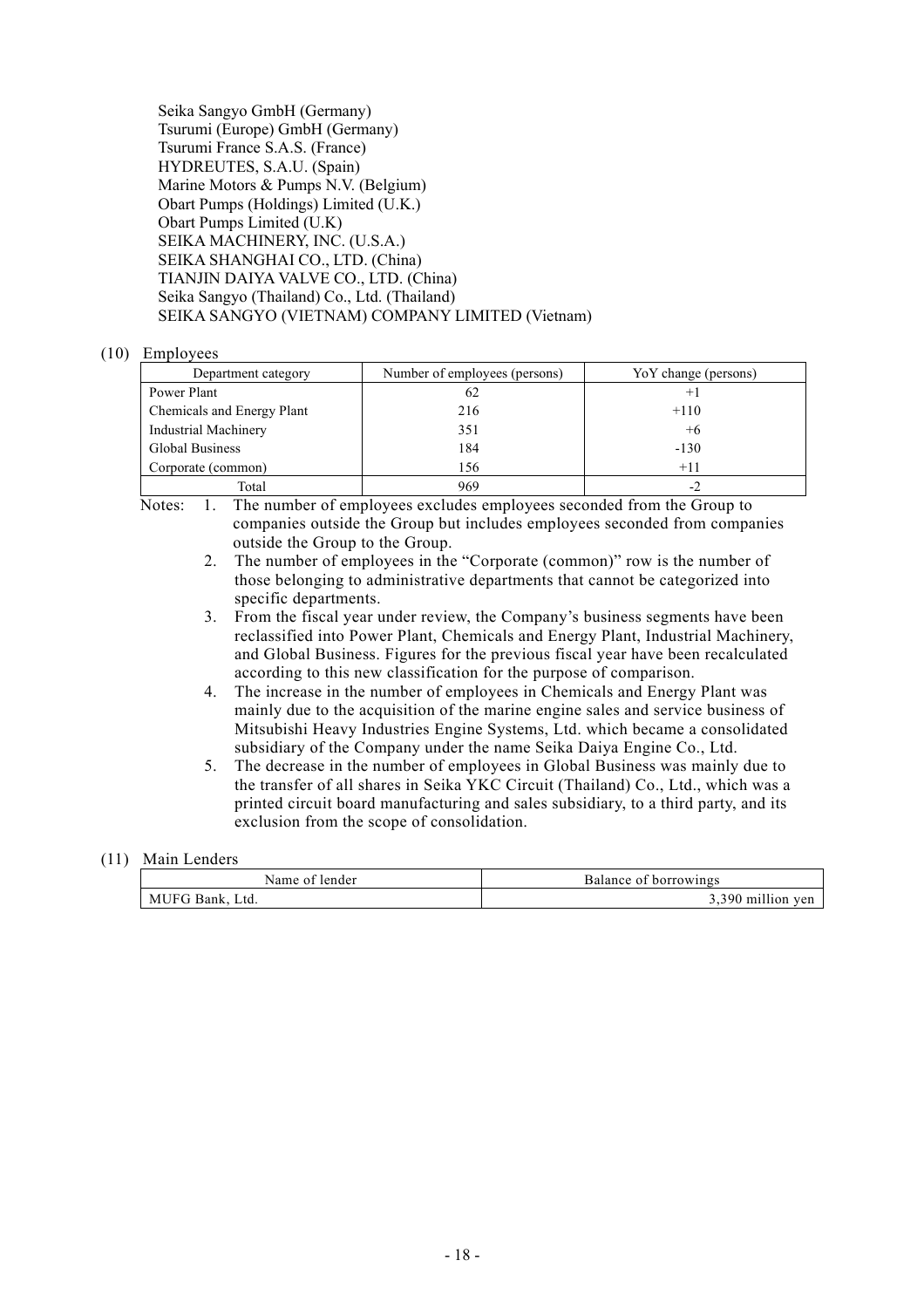Seika Sangyo GmbH (Germany)
Tsurumi (Europe) GmbH (Germany)
Tsurumi France S.A.S. (France)
HYDREUTES, S.A.U. (Spain)
Marine Motors & Pumps N.V. (Belgium)
Obart Pumps (Holdings) Limited (U.K.)
Obart Pumps Limited (U.K)
SEIKA MACHINERY, INC. (U.S.A.)
SEIKA SHANGHAI CO., LTD. (China)
TIANJIN DAIYA VALVE CO., LTD. (China)
Seika Sangyo (Thailand) Co., Ltd. (Thailand)
SEIKA SANGYO (VIETNAM) COMPANY LIMITED (Vietnam)

(10) Employees

| Department category | Number of employees (persons) | YoY change (persons) |
| --- | --- | --- |
| Power Plant | 62 | +1 |
| Chemicals and Energy Plant | 216 | +110 |
| Industrial Machinery | 351 | +6 |
| Global Business | 184 | -130 |
| Corporate (common) | 156 | +11 |
| Total | 969 | -2 |

Notes:
1. The number of employees excludes employees seconded from the Group to companies outside the Group but includes employees seconded from companies outside the Group to the Group.
2. The number of employees in the "Corporate (common)" row is the number of those belonging to administrative departments that cannot be categorized into specific departments.
3. From the fiscal year under review, the Company's business segments have been reclassified into Power Plant, Chemicals and Energy Plant, Industrial Machinery, and Global Business. Figures for the previous fiscal year have been recalculated according to this new classification for the purpose of comparison.
4. The increase in the number of employees in Chemicals and Energy Plant was mainly due to the acquisition of the marine engine sales and service business of Mitsubishi Heavy Industries Engine Systems, Ltd. which became a consolidated subsidiary of the Company under the name Seika Daiya Engine Co., Ltd.
5. The decrease in the number of employees in Global Business was mainly due to the transfer of all shares in Seika YKC Circuit (Thailand) Co., Ltd., which was a printed circuit board manufacturing and sales subsidiary, to a third party, and its exclusion from the scope of consolidation.

(11) Main Lenders

| Name of lender | Balance of borrowings |
| --- | --- |
| MUFG Bank, Ltd. | 3,390 million yen |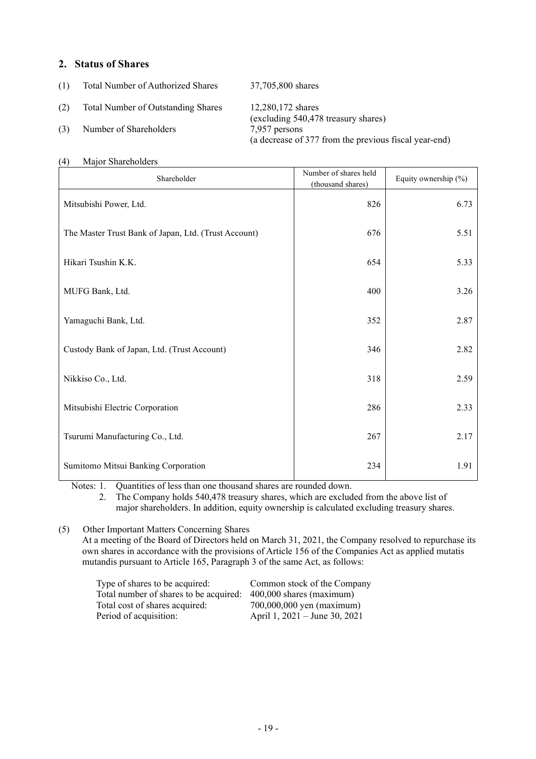## 2. Status of Shares

(1) Total Number of Authorized Shares 37,705,800 shares

(2) Total Number of Outstanding Shares 12,280,172 shares
(excluding 540,478 treasury shares)

(3) Number of Shareholders 7,957 persons
(a decrease of 377 from the previous fiscal year-end)

(4) Major Shareholders

| Shareholder | Number of shares held (thousand shares) | Equity ownership (%) |
|---|---|---|
| Mitsubishi Power, Ltd. | 826 | 6.73 |
| The Master Trust Bank of Japan, Ltd. (Trust Account) | 676 | 5.51 |
| Hikari Tsushin K.K. | 654 | 5.33 |
| MUFG Bank, Ltd. | 400 | 3.26 |
| Yamaguchi Bank, Ltd. | 352 | 2.87 |
| Custody Bank of Japan, Ltd. (Trust Account) | 346 | 2.82 |
| Nikkiso Co., Ltd. | 318 | 2.59 |
| Mitsubishi Electric Corporation | 286 | 2.33 |
| Tsurumi Manufacturing Co., Ltd. | 267 | 2.17 |
| Sumitomo Mitsui Banking Corporation | 234 | 1.91 |

Notes: 1. Quantities of less than one thousand shares are rounded down.
2. The Company holds 540,478 treasury shares, which are excluded from the above list of major shareholders. In addition, equity ownership is calculated excluding treasury shares.

(5) Other Important Matters Concerning Shares

At a meeting of the Board of Directors held on March 31, 2021, the Company resolved to repurchase its own shares in accordance with the provisions of Article 156 of the Companies Act as applied mutatis mutandis pursuant to Article 165, Paragraph 3 of the same Act, as follows:

Type of shares to be acquired: Common stock of the Company
Total number of shares to be acquired: 400,000 shares (maximum)
Total cost of shares acquired: 700,000,000 yen (maximum)
Period of acquisition: April 1, 2021 – June 30, 2021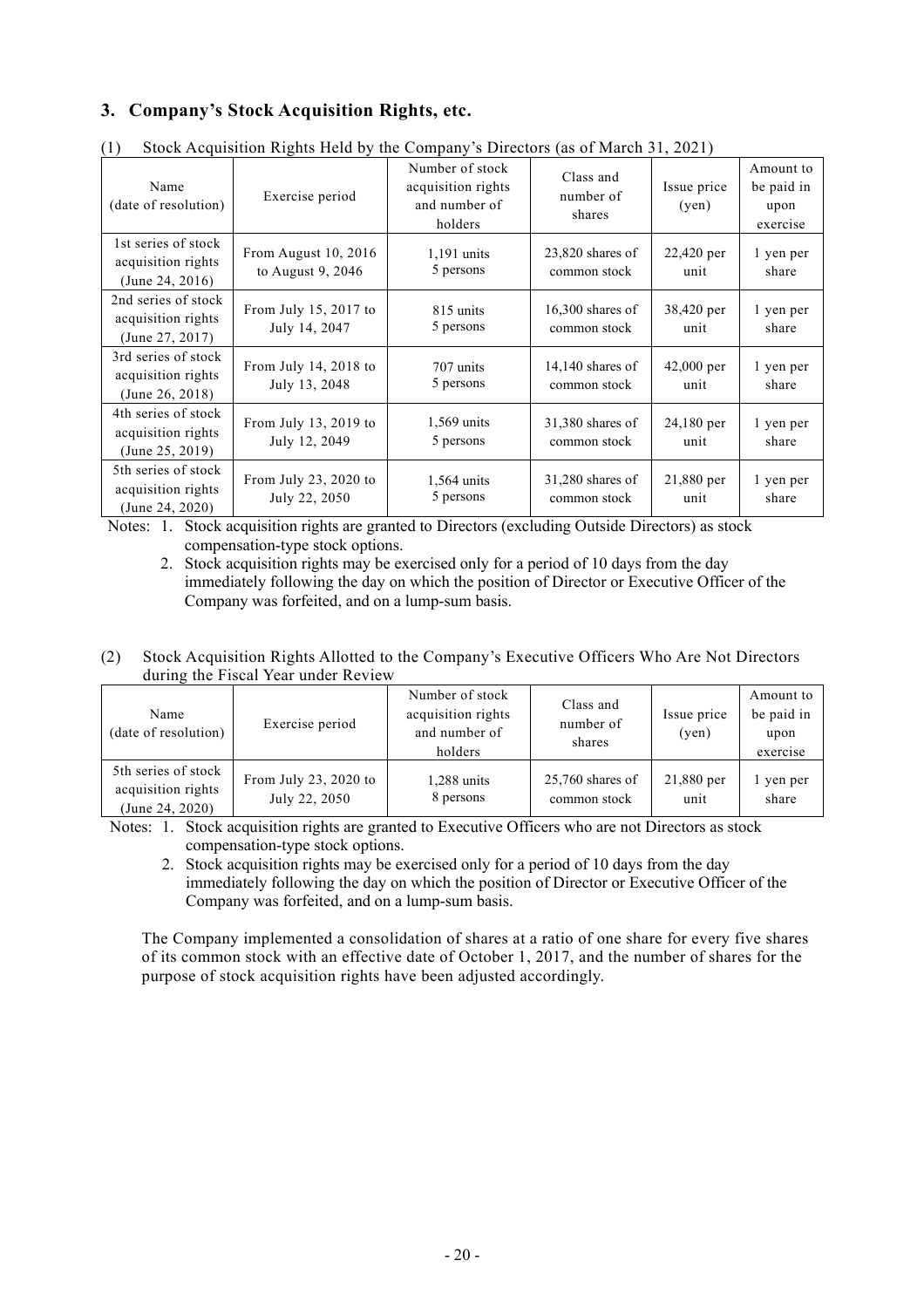## 3. Company's Stock Acquisition Rights, etc.

(1) Stock Acquisition Rights Held by the Company's Directors (as of March 31, 2021)

| Name (date of resolution) | Exercise period | Number of stock acquisition rights and number of holders | Class and number of shares | Issue price (yen) | Amount to be paid in upon exercise |
|---|---|---|---|---|---|
| 1st series of stock acquisition rights (June 24, 2016) | From August 10, 2016 to August 9, 2046 | 1,191 units 5 persons | 23,820 shares of common stock | 22,420 per unit | 1 yen per share |
| 2nd series of stock acquisition rights (June 27, 2017) | From July 15, 2017 to July 14, 2047 | 815 units 5 persons | 16,300 shares of common stock | 38,420 per unit | 1 yen per share |
| 3rd series of stock acquisition rights (June 26, 2018) | From July 14, 2018 to July 13, 2048 | 707 units 5 persons | 14,140 shares of common stock | 42,000 per unit | 1 yen per share |
| 4th series of stock acquisition rights (June 25, 2019) | From July 13, 2019 to July 12, 2049 | 1,569 units 5 persons | 31,380 shares of common stock | 24,180 per unit | 1 yen per share |
| 5th series of stock acquisition rights (June 24, 2020) | From July 23, 2020 to July 22, 2050 | 1,564 units 5 persons | 31,280 shares of common stock | 21,880 per unit | 1 yen per share |

Notes: 1. Stock acquisition rights are granted to Directors (excluding Outside Directors) as stock compensation-type stock options.

2. Stock acquisition rights may be exercised only for a period of 10 days from the day immediately following the day on which the position of Director or Executive Officer of the Company was forfeited, and on a lump-sum basis.

(2) Stock Acquisition Rights Allotted to the Company's Executive Officers Who Are Not Directors during the Fiscal Year under Review

| Name (date of resolution) | Exercise period | Number of stock acquisition rights and number of holders | Class and number of shares | Issue price (yen) | Amount to be paid in upon exercise |
|---|---|---|---|---|---|
| 5th series of stock acquisition rights (June 24, 2020) | From July 23, 2020 to July 22, 2050 | 1,288 units 8 persons | 25,760 shares of common stock | 21,880 per unit | 1 yen per share |

Notes: 1. Stock acquisition rights are granted to Executive Officers who are not Directors as stock compensation-type stock options.

2. Stock acquisition rights may be exercised only for a period of 10 days from the day immediately following the day on which the position of Director or Executive Officer of the Company was forfeited, and on a lump-sum basis.

The Company implemented a consolidation of shares at a ratio of one share for every five shares of its common stock with an effective date of October 1, 2017, and the number of shares for the purpose of stock acquisition rights have been adjusted accordingly.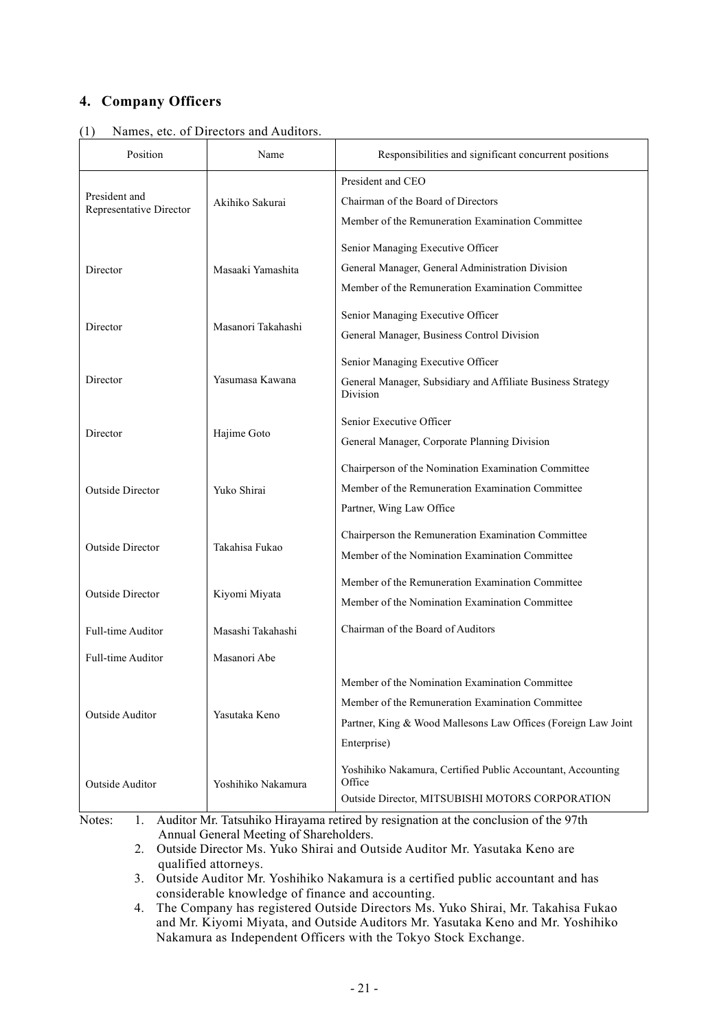## 4. Company Officers

(1) Names, etc. of Directors and Auditors.

| Position | Name | Responsibilities and significant concurrent positions |
|---|---|---|
| President and Representative Director | Akihiko Sakurai | President and CEO<br>Chairman of the Board of Directors<br>Member of the Remuneration Examination Committee |
| Director | Masaaki Yamashita | Senior Managing Executive Officer<br>General Manager, General Administration Division<br>Member of the Remuneration Examination Committee |
| Director | Masanori Takahashi | Senior Managing Executive Officer<br>General Manager, Business Control Division |
| Director | Yasumasa Kawana | Senior Managing Executive Officer<br>General Manager, Subsidiary and Affiliate Business Strategy Division |
| Director | Hajime Goto | Senior Executive Officer<br>General Manager, Corporate Planning Division |
| Outside Director | Yuko Shirai | Chairperson of the Nomination Examination Committee<br>Member of the Remuneration Examination Committee<br>Partner, Wing Law Office |
| Outside Director | Takahisa Fukao | Chairperson the Remuneration Examination Committee<br>Member of the Nomination Examination Committee |
| Outside Director | Kiyomi Miyata | Member of the Remuneration Examination Committee<br>Member of the Nomination Examination Committee |
| Full-time Auditor | Masashi Takahashi | Chairman of the Board of Auditors |
| Full-time Auditor | Masanori Abe | |
| Outside Auditor | Yasutaka Keno | Member of the Nomination Examination Committee<br>Member of the Remuneration Examination Committee<br>Partner, King & Wood Mallesons Law Offices (Foreign Law Joint Enterprise) |
| Outside Auditor | Yoshihiko Nakamura | Yoshihiko Nakamura, Certified Public Accountant, Accounting Office<br>Outside Director, MITSUBISHI MOTORS CORPORATION |

Notes:
1. Auditor Mr. Tatsuhiko Hirayama retired by resignation at the conclusion of the 97th Annual General Meeting of Shareholders.
2. Outside Director Ms. Yuko Shirai and Outside Auditor Mr. Yasutaka Keno are qualified attorneys.
3. Outside Auditor Mr. Yoshihiko Nakamura is a certified public accountant and has considerable knowledge of finance and accounting.
4. The Company has registered Outside Directors Ms. Yuko Shirai, Mr. Takahisa Fukao and Mr. Kiyomi Miyata, and Outside Auditors Mr. Yasutaka Keno and Mr. Yoshihiko Nakamura as Independent Officers with the Tokyo Stock Exchange.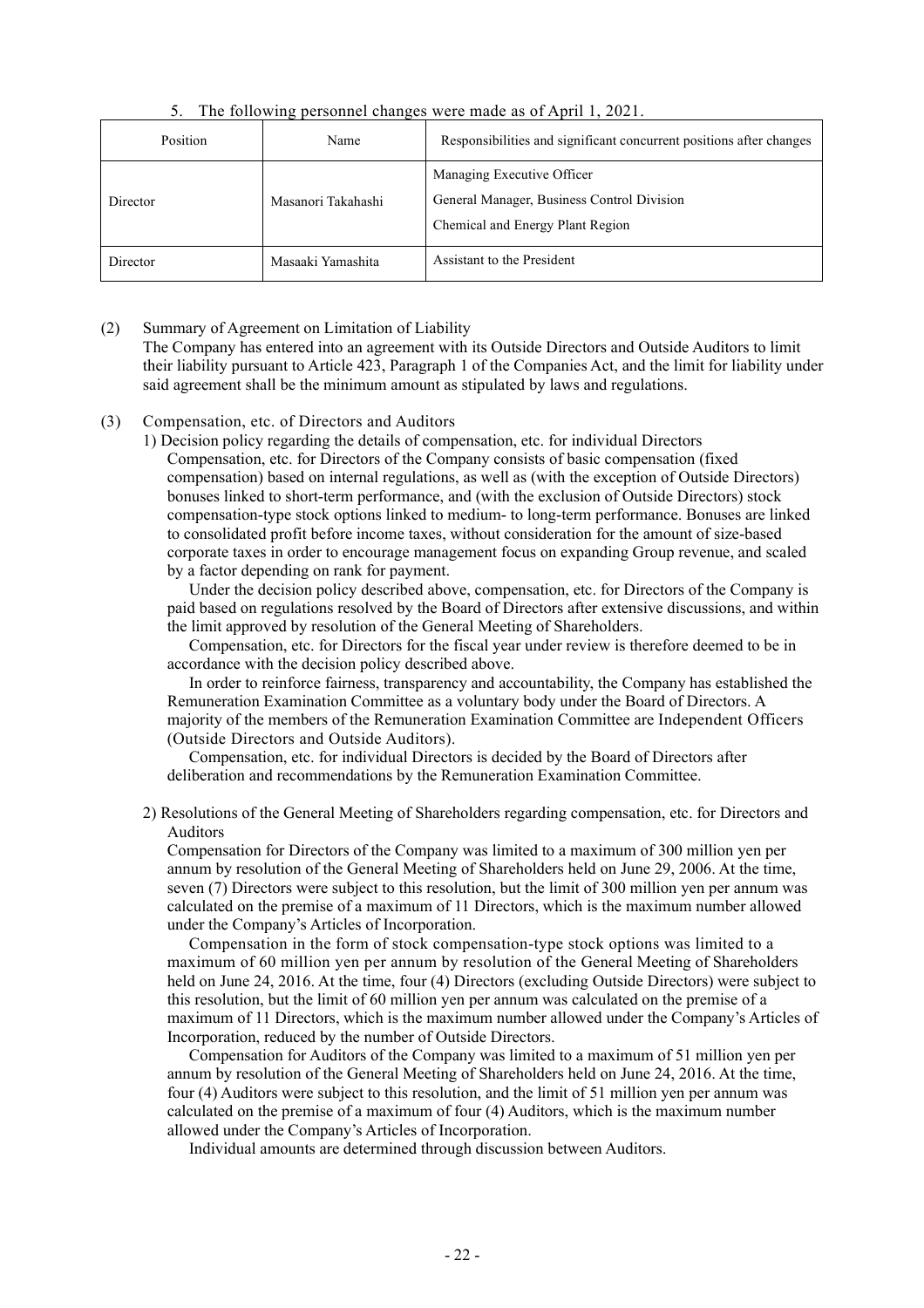5. The following personnel changes were made as of April 1, 2021.

| Position | Name | Responsibilities and significant concurrent positions after changes |
|---|---|---|
| Director | Masanori Takahashi | Managing Executive Officer<br>General Manager, Business Control Division<br>Chemical and Energy Plant Region |
| Director | Masaaki Yamashita | Assistant to the President |

(2) Summary of Agreement on Limitation of Liability

The Company has entered into an agreement with its Outside Directors and Outside Auditors to limit their liability pursuant to Article 423, Paragraph 1 of the Companies Act, and the limit for liability under said agreement shall be the minimum amount as stipulated by laws and regulations.

(3) Compensation, etc. of Directors and Auditors

1) Decision policy regarding the details of compensation, etc. for individual Directors

Compensation, etc. for Directors of the Company consists of basic compensation (fixed compensation) based on internal regulations, as well as (with the exception of Outside Directors) bonuses linked to short-term performance, and (with the exclusion of Outside Directors) stock compensation-type stock options linked to medium- to long-term performance. Bonuses are linked to consolidated profit before income taxes, without consideration for the amount of size-based corporate taxes in order to encourage management focus on expanding Group revenue, and scaled by a factor depending on rank for payment.

Under the decision policy described above, compensation, etc. for Directors of the Company is paid based on regulations resolved by the Board of Directors after extensive discussions, and within the limit approved by resolution of the General Meeting of Shareholders.

Compensation, etc. for Directors for the fiscal year under review is therefore deemed to be in accordance with the decision policy described above.

In order to reinforce fairness, transparency and accountability, the Company has established the Remuneration Examination Committee as a voluntary body under the Board of Directors. A majority of the members of the Remuneration Examination Committee are Independent Officers (Outside Directors and Outside Auditors).

Compensation, etc. for individual Directors is decided by the Board of Directors after deliberation and recommendations by the Remuneration Examination Committee.

2) Resolutions of the General Meeting of Shareholders regarding compensation, etc. for Directors and Auditors

Compensation for Directors of the Company was limited to a maximum of 300 million yen per annum by resolution of the General Meeting of Shareholders held on June 29, 2006. At the time, seven (7) Directors were subject to this resolution, but the limit of 300 million yen per annum was calculated on the premise of a maximum of 11 Directors, which is the maximum number allowed under the Company's Articles of Incorporation.

Compensation in the form of stock compensation-type stock options was limited to a maximum of 60 million yen per annum by resolution of the General Meeting of Shareholders held on June 24, 2016. At the time, four (4) Directors (excluding Outside Directors) were subject to this resolution, but the limit of 60 million yen per annum was calculated on the premise of a maximum of 11 Directors, which is the maximum number allowed under the Company's Articles of Incorporation, reduced by the number of Outside Directors.

Compensation for Auditors of the Company was limited to a maximum of 51 million yen per annum by resolution of the General Meeting of Shareholders held on June 24, 2016. At the time, four (4) Auditors were subject to this resolution, and the limit of 51 million yen per annum was calculated on the premise of a maximum of four (4) Auditors, which is the maximum number allowed under the Company's Articles of Incorporation.

Individual amounts are determined through discussion between Auditors.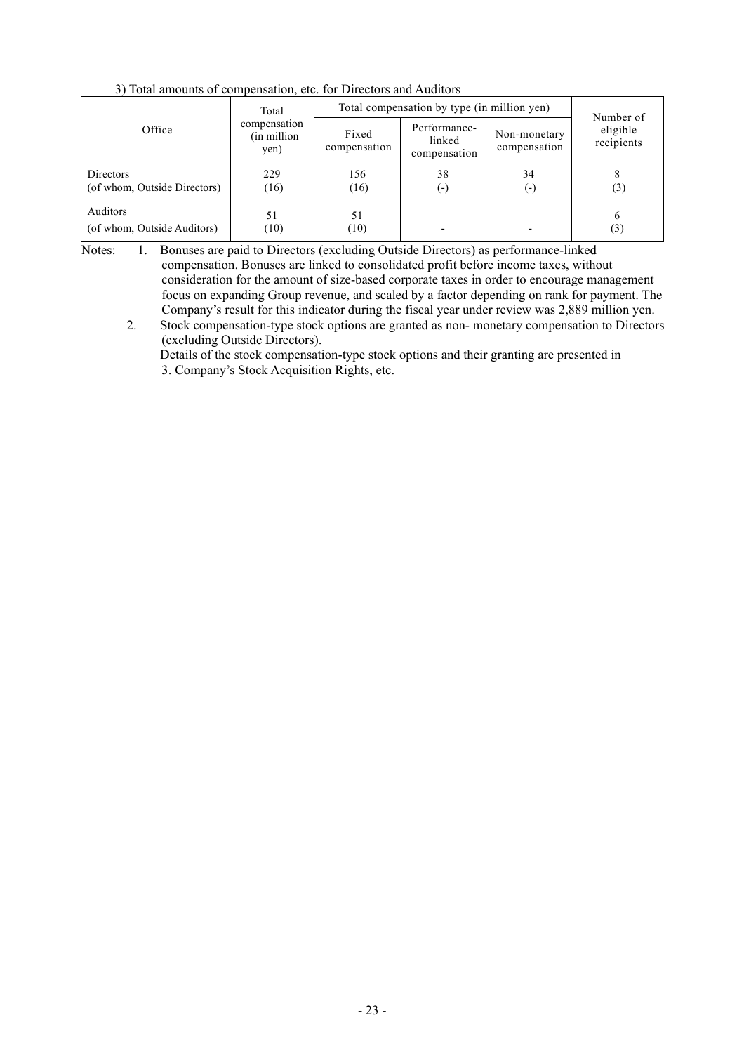3) Total amounts of compensation, etc. for Directors and Auditors

| Office | Total compensation (in million yen) | Total compensation by type (in million yen) | | | Number of eligible recipients |
|---|---|---|---|---|---|
| | | Fixed compensation | Performance-linked compensation | Non-monetary compensation | |
| Directors<br>(of whom, Outside Directors) | 229<br>(16) | 156<br>(16) | 38<br>(-) | 34<br>(-) | 8<br>(3) |
| Auditors<br>(of whom, Outside Auditors) | 51<br>(10) | 51<br>(10) | - | - | 6<br>(3) |

Notes:

1. Bonuses are paid to Directors (excluding Outside Directors) as performance-linked compensation. Bonuses are linked to consolidated profit before income taxes, without consideration for the amount of size-based corporate taxes in order to encourage management focus on expanding Group revenue, and scaled by a factor depending on rank for payment. The Company's result for this indicator during the fiscal year under review was 2,889 million yen.
2. Stock compensation-type stock options are granted as non- monetary compensation to Directors (excluding Outside Directors).
   Details of the stock compensation-type stock options and their granting are presented in 3. Company's Stock Acquisition Rights, etc.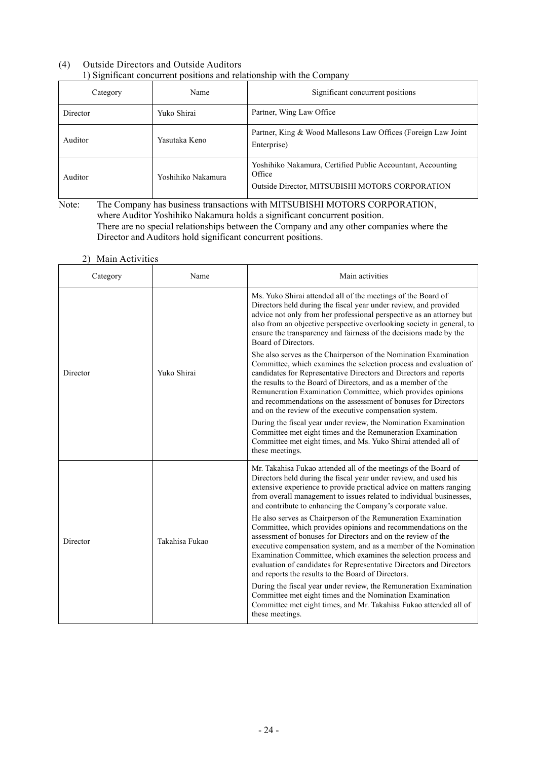## (4) Outside Directors and Outside Auditors

### 1) Significant concurrent positions and relationship with the Company

| Category | Name | Significant concurrent positions |
|---|---|---|
| Director | Yuko Shirai | Partner, Wing Law Office |
| Auditor | Yasutaka Keno | Partner, King & Wood Mallesons Law Offices (Foreign Law Joint Enterprise) |
| Auditor | Yoshihiko Nakamura | Yoshihiko Nakamura, Certified Public Accountant, Accounting Office<br>Outside Director, MITSUBISHI MOTORS CORPORATION |

Note: The Company has business transactions with MITSUBISHI MOTORS CORPORATION, where Auditor Yoshihiko Nakamura holds a significant concurrent position.
There are no special relationships between the Company and any other companies where the Director and Auditors hold significant concurrent positions.

### 2) Main Activities

| Category | Name | Main activities |
|---|---|---|
| Director | Yuko Shirai | Ms. Yuko Shirai attended all of the meetings of the Board of Directors held during the fiscal year under review, and provided advice not only from her professional perspective as an attorney but also from an objective perspective overlooking society in general, to ensure the transparency and fairness of the decisions made by the Board of Directors.<br>She also serves as the Chairperson of the Nomination Examination Committee, which examines the selection process and evaluation of candidates for Representative Directors and Directors and reports the results to the Board of Directors, and as a member of the Remuneration Examination Committee, which provides opinions and recommendations on the assessment of bonuses for Directors and on the review of the executive compensation system.<br>During the fiscal year under review, the Nomination Examination Committee met eight times and the Remuneration Examination Committee met eight times, and Ms. Yuko Shirai attended all of these meetings. |
| Director | Takahisa Fukao | Mr. Takahisa Fukao attended all of the meetings of the Board of Directors held during the fiscal year under review, and used his extensive experience to provide practical advice on matters ranging from overall management to issues related to individual businesses, and contribute to enhancing the Company's corporate value.<br>He also serves as Chairperson of the Remuneration Examination Committee, which provides opinions and recommendations on the assessment of bonuses for Directors and on the review of the executive compensation system, and as a member of the Nomination Examination Committee, which examines the selection process and evaluation of candidates for Representative Directors and Directors and reports the results to the Board of Directors.<br>During the fiscal year under review, the Remuneration Examination Committee met eight times and the Nomination Examination Committee met eight times, and Mr. Takahisa Fukao attended all of these meetings. |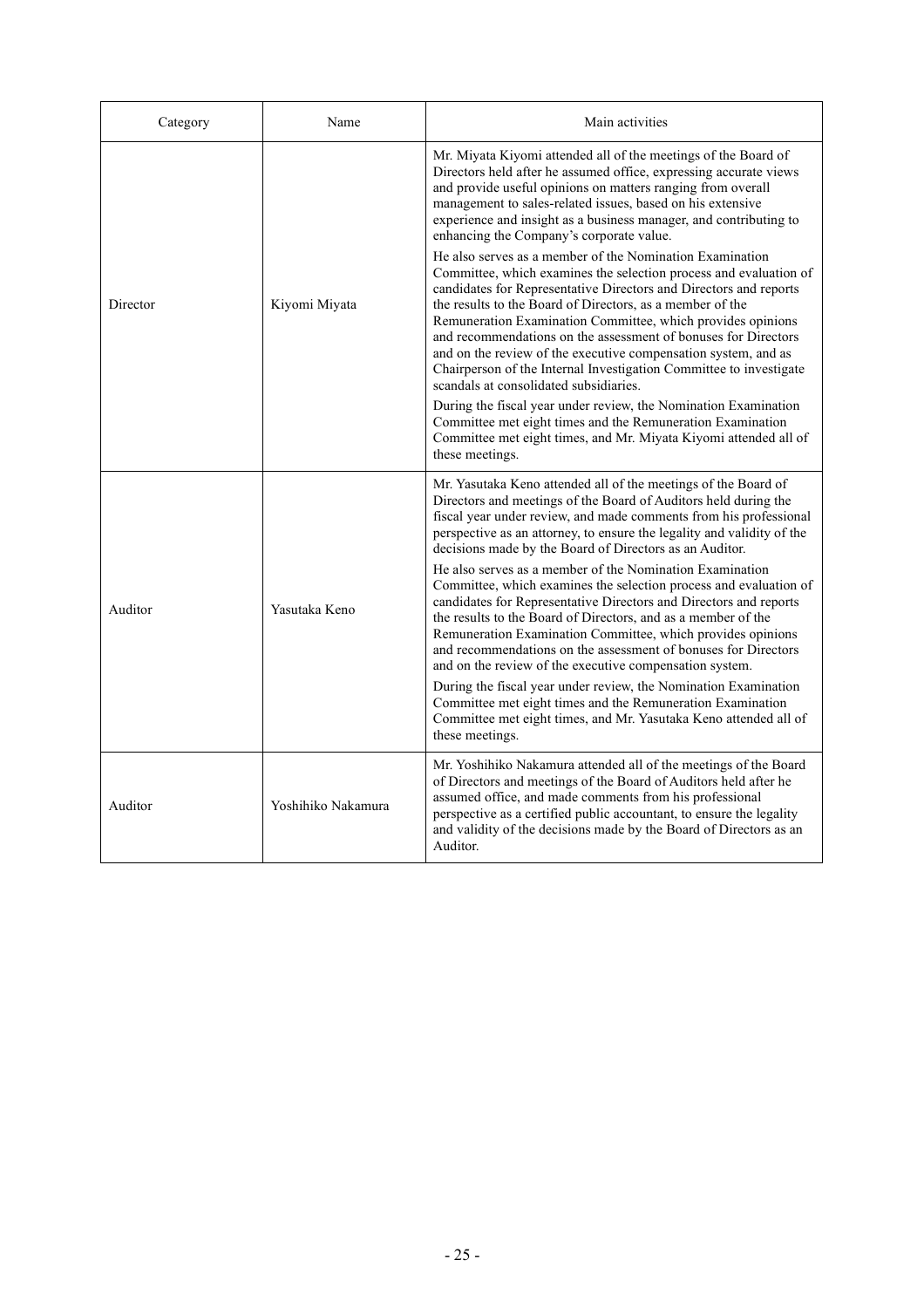| Category | Name | Main activities |
| --- | --- | --- |
| Director | Kiyomi Miyata | Mr. Miyata Kiyomi attended all of the meetings of the Board of Directors held after he assumed office, expressing accurate views and provide useful opinions on matters ranging from overall management to sales-related issues, based on his extensive experience and insight as a business manager, and contributing to enhancing the Company's corporate value.<br><br>He also serves as a member of the Nomination Examination Committee, which examines the selection process and evaluation of candidates for Representative Directors and Directors and reports the results to the Board of Directors, as a member of the Remuneration Examination Committee, which provides opinions and recommendations on the assessment of bonuses for Directors and on the review of the executive compensation system, and as Chairperson of the Internal Investigation Committee to investigate scandals at consolidated subsidiaries.<br><br>During the fiscal year under review, the Nomination Examination Committee met eight times and the Remuneration Examination Committee met eight times, and Mr. Miyata Kiyomi attended all of these meetings. |
| Auditor | Yasutaka Keno | Mr. Yasutaka Keno attended all of the meetings of the Board of Directors and meetings of the Board of Auditors held during the fiscal year under review, and made comments from his professional perspective as an attorney, to ensure the legality and validity of the decisions made by the Board of Directors as an Auditor.<br><br>He also serves as a member of the Nomination Examination Committee, which examines the selection process and evaluation of candidates for Representative Directors and Directors and reports the results to the Board of Directors, and as a member of the Remuneration Examination Committee, which provides opinions and recommendations on the assessment of bonuses for Directors and on the review of the executive compensation system.<br><br>During the fiscal year under review, the Nomination Examination Committee met eight times and the Remuneration Examination Committee met eight times, and Mr. Yasutaka Keno attended all of these meetings. |
| Auditor | Yoshihiko Nakamura | Mr. Yoshihiko Nakamura attended all of the meetings of the Board of Directors and meetings of the Board of Auditors held after he assumed office, and made comments from his professional perspective as a certified public accountant, to ensure the legality and validity of the decisions made by the Board of Directors as an Auditor. |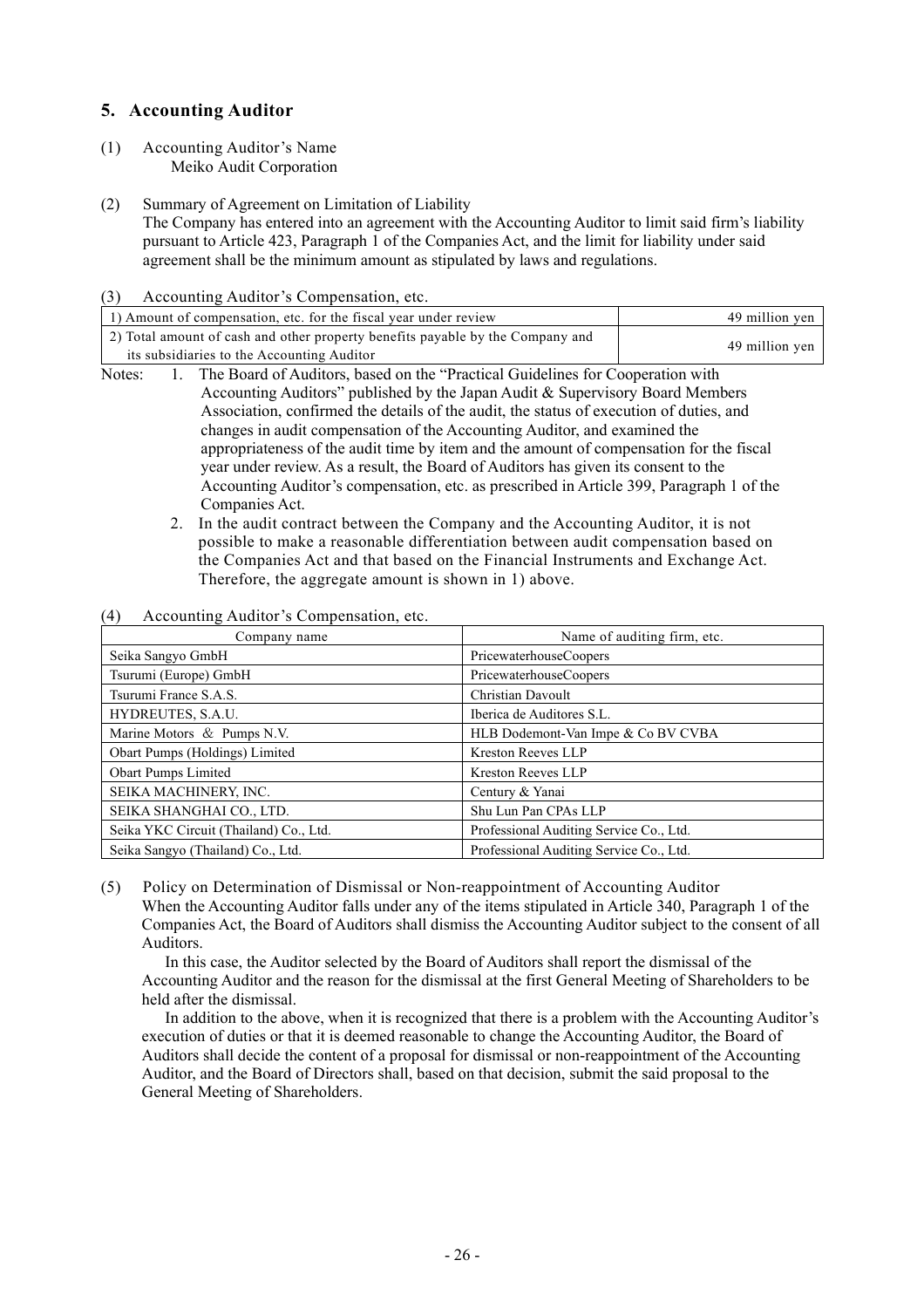## 5. Accounting Auditor

(1) Accounting Auditor's Name
Meiko Audit Corporation

(2) Summary of Agreement on Limitation of Liability
The Company has entered into an agreement with the Accounting Auditor to limit said firm's liability pursuant to Article 423, Paragraph 1 of the Companies Act, and the limit for liability under said agreement shall be the minimum amount as stipulated by laws and regulations.

(3) Accounting Auditor's Compensation, etc.

| | |
|---|---|
| 1) Amount of compensation, etc. for the fiscal year under review | 49 million yen |
| 2) Total amount of cash and other property benefits payable by the Company and its subsidiaries to the Accounting Auditor | 49 million yen |

Notes: 1. The Board of Auditors, based on the "Practical Guidelines for Cooperation with Accounting Auditors" published by the Japan Audit & Supervisory Board Members Association, confirmed the details of the audit, the status of execution of duties, and changes in audit compensation of the Accounting Auditor, and examined the appropriateness of the audit time by item and the amount of compensation for the fiscal year under review. As a result, the Board of Auditors has given its consent to the Accounting Auditor's compensation, etc. as prescribed in Article 399, Paragraph 1 of the Companies Act.

2. In the audit contract between the Company and the Accounting Auditor, it is not possible to make a reasonable differentiation between audit compensation based on the Companies Act and that based on the Financial Instruments and Exchange Act. Therefore, the aggregate amount is shown in 1) above.

(4) Accounting Auditor's Compensation, etc.

| Company name | Name of auditing firm, etc. |
|---|---|
| Seika Sangyo GmbH | PricewaterhouseCoopers |
| Tsurumi (Europe) GmbH | PricewaterhouseCoopers |
| Tsurumi France S.A.S. | Christian Davoult |
| HYDREUTES, S.A.U. | Iberica de Auditores S.L. |
| Marine Motors & Pumps N.V. | HLB Dodemont-Van Impe & Co BV CVBA |
| Obart Pumps (Holdings) Limited | Kreston Reeves LLP |
| Obart Pumps Limited | Kreston Reeves LLP |
| SEIKA MACHINERY, INC. | Century & Yanai |
| SEIKA SHANGHAI CO., LTD. | Shu Lun Pan CPAs LLP |
| Seika YKC Circuit (Thailand) Co., Ltd. | Professional Auditing Service Co., Ltd. |
| Seika Sangyo (Thailand) Co., Ltd. | Professional Auditing Service Co., Ltd. |

(5) Policy on Determination of Dismissal or Non-reappointment of Accounting Auditor
When the Accounting Auditor falls under any of the items stipulated in Article 340, Paragraph 1 of the Companies Act, the Board of Auditors shall dismiss the Accounting Auditor subject to the consent of all Auditors.

In this case, the Auditor selected by the Board of Auditors shall report the dismissal of the Accounting Auditor and the reason for the dismissal at the first General Meeting of Shareholders to be held after the dismissal.

In addition to the above, when it is recognized that there is a problem with the Accounting Auditor's execution of duties or that it is deemed reasonable to change the Accounting Auditor, the Board of Auditors shall decide the content of a proposal for dismissal or non-reappointment of the Accounting Auditor, and the Board of Directors shall, based on that decision, submit the said proposal to the General Meeting of Shareholders.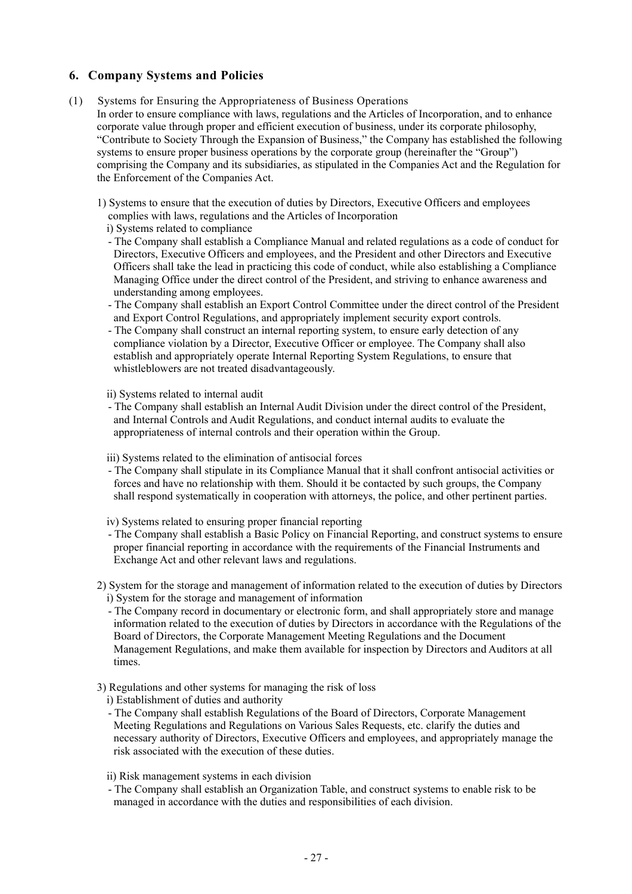## 6. Company Systems and Policies

(1) Systems for Ensuring the Appropriateness of Business Operations

In order to ensure compliance with laws, regulations and the Articles of Incorporation, and to enhance corporate value through proper and efficient execution of business, under its corporate philosophy, "Contribute to Society Through the Expansion of Business," the Company has established the following systems to ensure proper business operations by the corporate group (hereinafter the "Group") comprising the Company and its subsidiaries, as stipulated in the Companies Act and the Regulation for the Enforcement of the Companies Act.

1) Systems to ensure that the execution of duties by Directors, Executive Officers and employees complies with laws, regulations and the Articles of Incorporation

i) Systems related to compliance

- The Company shall establish a Compliance Manual and related regulations as a code of conduct for Directors, Executive Officers and employees, and the President and other Directors and Executive Officers shall take the lead in practicing this code of conduct, while also establishing a Compliance Managing Office under the direct control of the President, and striving to enhance awareness and understanding among employees.
- The Company shall establish an Export Control Committee under the direct control of the President and Export Control Regulations, and appropriately implement security export controls.
- The Company shall construct an internal reporting system, to ensure early detection of any compliance violation by a Director, Executive Officer or employee. The Company shall also establish and appropriately operate Internal Reporting System Regulations, to ensure that whistleblowers are not treated disadvantageously.

ii) Systems related to internal audit

- The Company shall establish an Internal Audit Division under the direct control of the President, and Internal Controls and Audit Regulations, and conduct internal audits to evaluate the appropriateness of internal controls and their operation within the Group.

iii) Systems related to the elimination of antisocial forces

- The Company shall stipulate in its Compliance Manual that it shall confront antisocial activities or forces and have no relationship with them. Should it be contacted by such groups, the Company shall respond systematically in cooperation with attorneys, the police, and other pertinent parties.

iv) Systems related to ensuring proper financial reporting

- The Company shall establish a Basic Policy on Financial Reporting, and construct systems to ensure proper financial reporting in accordance with the requirements of the Financial Instruments and Exchange Act and other relevant laws and regulations.

2) System for the storage and management of information related to the execution of duties by Directors

i) System for the storage and management of information

- The Company record in documentary or electronic form, and shall appropriately store and manage information related to the execution of duties by Directors in accordance with the Regulations of the Board of Directors, the Corporate Management Meeting Regulations and the Document Management Regulations, and make them available for inspection by Directors and Auditors at all times.

3) Regulations and other systems for managing the risk of loss

i) Establishment of duties and authority

- The Company shall establish Regulations of the Board of Directors, Corporate Management Meeting Regulations and Regulations on Various Sales Requests, etc. clarify the duties and necessary authority of Directors, Executive Officers and employees, and appropriately manage the risk associated with the execution of these duties.

ii) Risk management systems in each division

- The Company shall establish an Organization Table, and construct systems to enable risk to be managed in accordance with the duties and responsibilities of each division.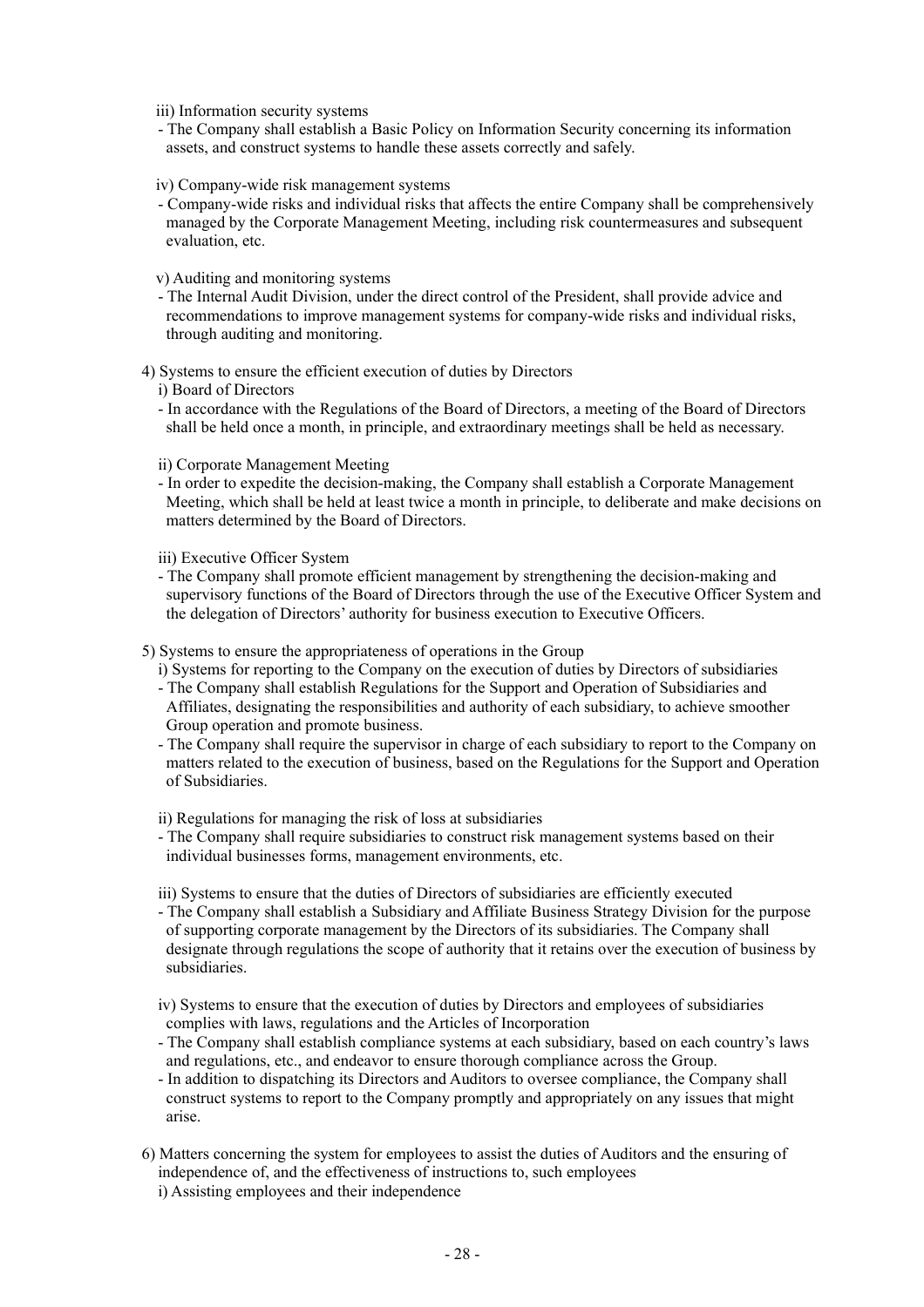iii) Information security systems

- The Company shall establish a Basic Policy on Information Security concerning its information assets, and construct systems to handle these assets correctly and safely.

iv) Company-wide risk management systems

- Company-wide risks and individual risks that affects the entire Company shall be comprehensively managed by the Corporate Management Meeting, including risk countermeasures and subsequent evaluation, etc.

v) Auditing and monitoring systems

- The Internal Audit Division, under the direct control of the President, shall provide advice and recommendations to improve management systems for company-wide risks and individual risks, through auditing and monitoring.

4) Systems to ensure the efficient execution of duties by Directors

i) Board of Directors

- In accordance with the Regulations of the Board of Directors, a meeting of the Board of Directors shall be held once a month, in principle, and extraordinary meetings shall be held as necessary.

ii) Corporate Management Meeting

- In order to expedite the decision-making, the Company shall establish a Corporate Management Meeting, which shall be held at least twice a month in principle, to deliberate and make decisions on matters determined by the Board of Directors.

iii) Executive Officer System

- The Company shall promote efficient management by strengthening the decision-making and supervisory functions of the Board of Directors through the use of the Executive Officer System and the delegation of Directors' authority for business execution to Executive Officers.

5) Systems to ensure the appropriateness of operations in the Group

i) Systems for reporting to the Company on the execution of duties by Directors of subsidiaries

- The Company shall establish Regulations for the Support and Operation of Subsidiaries and Affiliates, designating the responsibilities and authority of each subsidiary, to achieve smoother Group operation and promote business.
- The Company shall require the supervisor in charge of each subsidiary to report to the Company on matters related to the execution of business, based on the Regulations for the Support and Operation of Subsidiaries.

ii) Regulations for managing the risk of loss at subsidiaries

- The Company shall require subsidiaries to construct risk management systems based on their individual businesses forms, management environments, etc.

iii) Systems to ensure that the duties of Directors of subsidiaries are efficiently executed

- The Company shall establish a Subsidiary and Affiliate Business Strategy Division for the purpose of supporting corporate management by the Directors of its subsidiaries. The Company shall designate through regulations the scope of authority that it retains over the execution of business by subsidiaries.

iv) Systems to ensure that the execution of duties by Directors and employees of subsidiaries complies with laws, regulations and the Articles of Incorporation

- The Company shall establish compliance systems at each subsidiary, based on each country's laws and regulations, etc., and endeavor to ensure thorough compliance across the Group.
- In addition to dispatching its Directors and Auditors to oversee compliance, the Company shall construct systems to report to the Company promptly and appropriately on any issues that might arise.

6) Matters concerning the system for employees to assist the duties of Auditors and the ensuring of independence of, and the effectiveness of instructions to, such employees

i) Assisting employees and their independence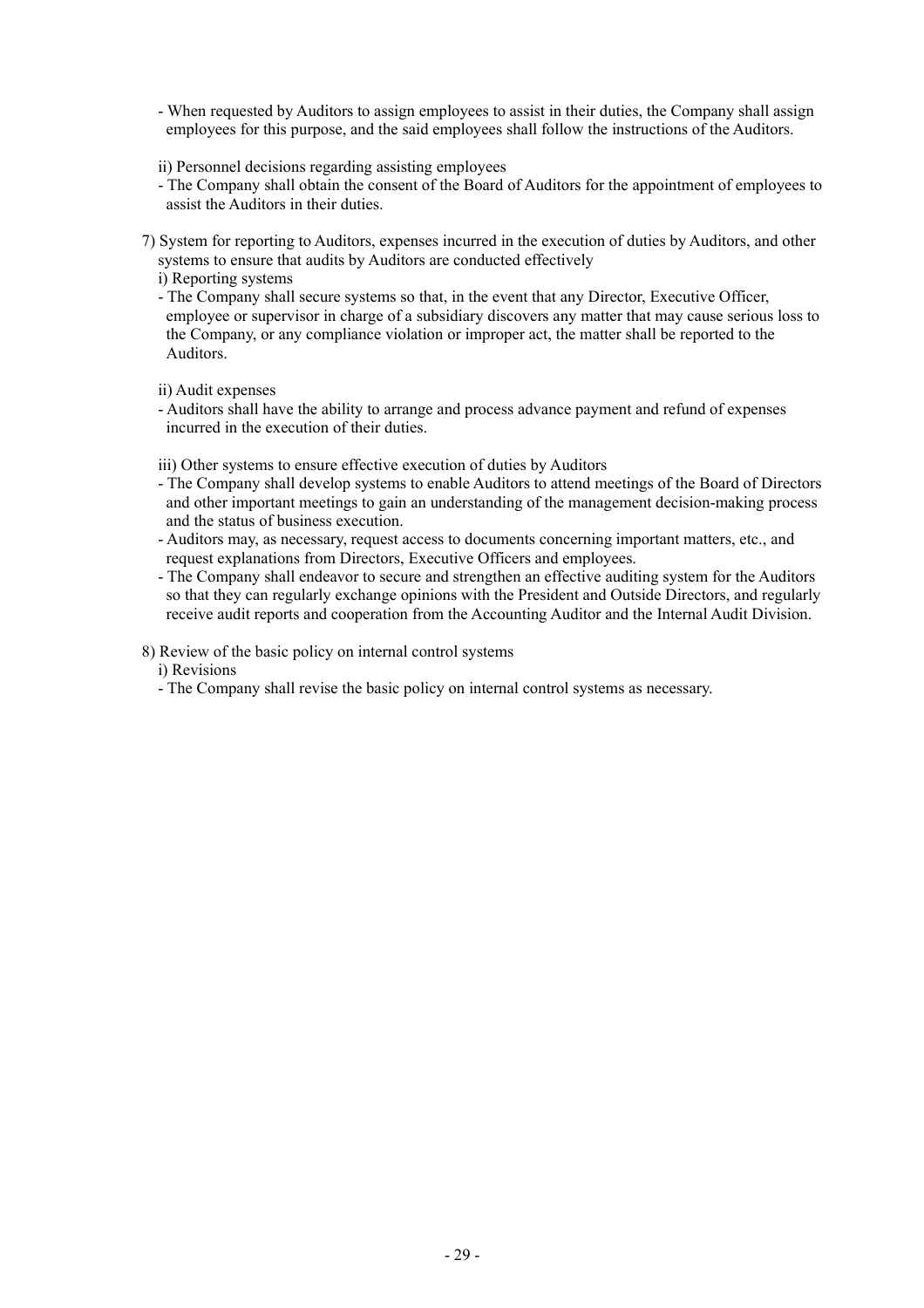- When requested by Auditors to assign employees to assist in their duties, the Company shall assign employees for this purpose, and the said employees shall follow the instructions of the Auditors.

ii) Personnel decisions regarding assisting employees

- The Company shall obtain the consent of the Board of Auditors for the appointment of employees to assist the Auditors in their duties.

7) System for reporting to Auditors, expenses incurred in the execution of duties by Auditors, and other systems to ensure that audits by Auditors are conducted effectively

i) Reporting systems

- The Company shall secure systems so that, in the event that any Director, Executive Officer, employee or supervisor in charge of a subsidiary discovers any matter that may cause serious loss to the Company, or any compliance violation or improper act, the matter shall be reported to the Auditors.

ii) Audit expenses

- Auditors shall have the ability to arrange and process advance payment and refund of expenses incurred in the execution of their duties.

iii) Other systems to ensure effective execution of duties by Auditors

- The Company shall develop systems to enable Auditors to attend meetings of the Board of Directors and other important meetings to gain an understanding of the management decision-making process and the status of business execution.
- Auditors may, as necessary, request access to documents concerning important matters, etc., and request explanations from Directors, Executive Officers and employees.
- The Company shall endeavor to secure and strengthen an effective auditing system for the Auditors so that they can regularly exchange opinions with the President and Outside Directors, and regularly receive audit reports and cooperation from the Accounting Auditor and the Internal Audit Division.

8) Review of the basic policy on internal control systems

i) Revisions

- The Company shall revise the basic policy on internal control systems as necessary.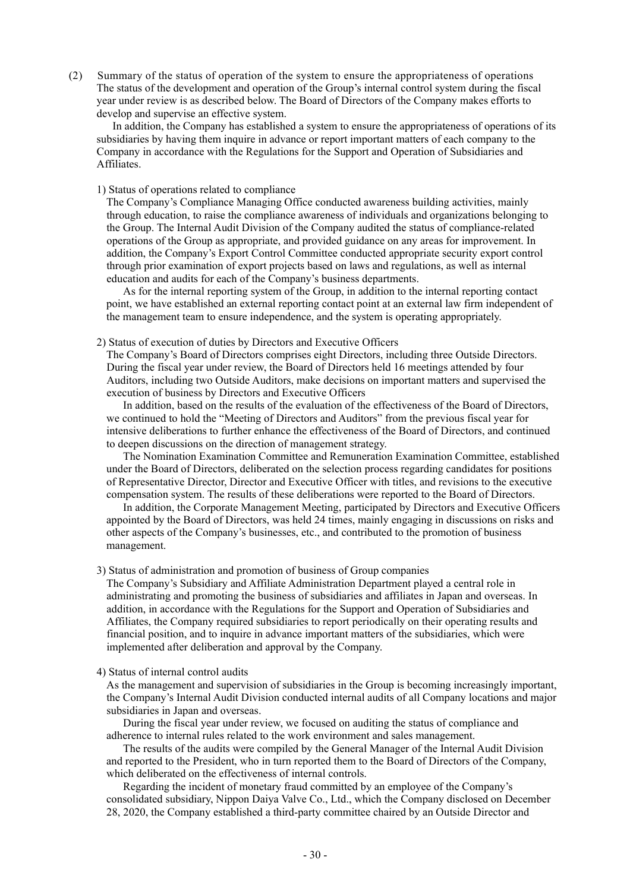(2) Summary of the status of operation of the system to ensure the appropriateness of operations

The status of the development and operation of the Group's internal control system during the fiscal year under review is as described below. The Board of Directors of the Company makes efforts to develop and supervise an effective system.

In addition, the Company has established a system to ensure the appropriateness of operations of its subsidiaries by having them inquire in advance or report important matters of each company to the Company in accordance with the Regulations for the Support and Operation of Subsidiaries and Affiliates.

1) Status of operations related to compliance

The Company's Compliance Managing Office conducted awareness building activities, mainly through education, to raise the compliance awareness of individuals and organizations belonging to the Group. The Internal Audit Division of the Company audited the status of compliance-related operations of the Group as appropriate, and provided guidance on any areas for improvement. In addition, the Company's Export Control Committee conducted appropriate security export control through prior examination of export projects based on laws and regulations, as well as internal education and audits for each of the Company's business departments.

As for the internal reporting system of the Group, in addition to the internal reporting contact point, we have established an external reporting contact point at an external law firm independent of the management team to ensure independence, and the system is operating appropriately.

2) Status of execution of duties by Directors and Executive Officers

The Company's Board of Directors comprises eight Directors, including three Outside Directors. During the fiscal year under review, the Board of Directors held 16 meetings attended by four Auditors, including two Outside Auditors, make decisions on important matters and supervised the execution of business by Directors and Executive Officers

In addition, based on the results of the evaluation of the effectiveness of the Board of Directors, we continued to hold the "Meeting of Directors and Auditors" from the previous fiscal year for intensive deliberations to further enhance the effectiveness of the Board of Directors, and continued to deepen discussions on the direction of management strategy.

The Nomination Examination Committee and Remuneration Examination Committee, established under the Board of Directors, deliberated on the selection process regarding candidates for positions of Representative Director, Director and Executive Officer with titles, and revisions to the executive compensation system. The results of these deliberations were reported to the Board of Directors.

In addition, the Corporate Management Meeting, participated by Directors and Executive Officers appointed by the Board of Directors, was held 24 times, mainly engaging in discussions on risks and other aspects of the Company's businesses, etc., and contributed to the promotion of business management.

3) Status of administration and promotion of business of Group companies

The Company's Subsidiary and Affiliate Administration Department played a central role in administrating and promoting the business of subsidiaries and affiliates in Japan and overseas. In addition, in accordance with the Regulations for the Support and Operation of Subsidiaries and Affiliates, the Company required subsidiaries to report periodically on their operating results and financial position, and to inquire in advance important matters of the subsidiaries, which were implemented after deliberation and approval by the Company.

4) Status of internal control audits

As the management and supervision of subsidiaries in the Group is becoming increasingly important, the Company's Internal Audit Division conducted internal audits of all Company locations and major subsidiaries in Japan and overseas.

During the fiscal year under review, we focused on auditing the status of compliance and adherence to internal rules related to the work environment and sales management.

The results of the audits were compiled by the General Manager of the Internal Audit Division and reported to the President, who in turn reported them to the Board of Directors of the Company, which deliberated on the effectiveness of internal controls.

Regarding the incident of monetary fraud committed by an employee of the Company's consolidated subsidiary, Nippon Daiya Valve Co., Ltd., which the Company disclosed on December 28, 2020, the Company established a third-party committee chaired by an Outside Director and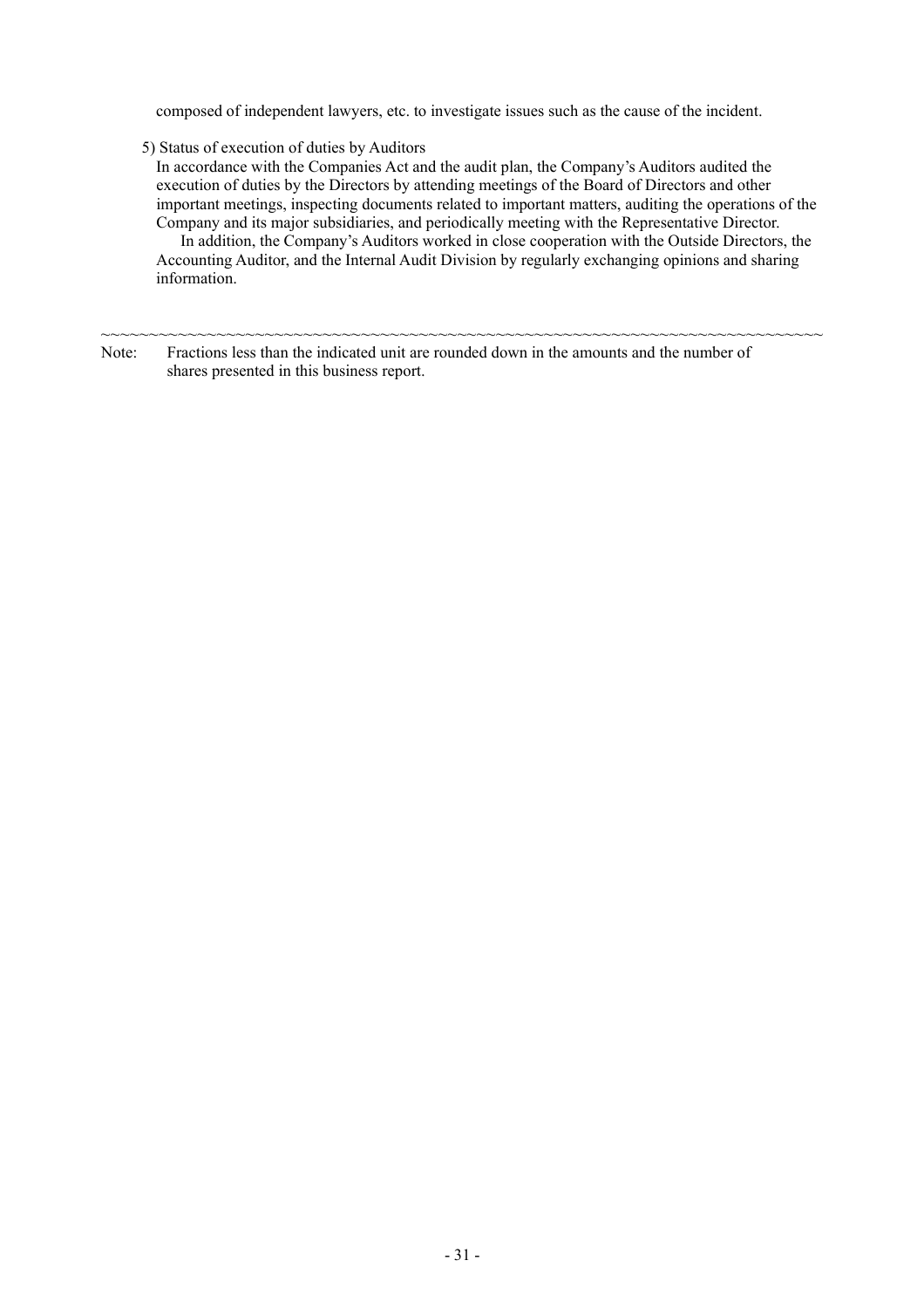composed of independent lawyers, etc. to investigate issues such as the cause of the incident.

5) Status of execution of duties by Auditors

In accordance with the Companies Act and the audit plan, the Company's Auditors audited the execution of duties by the Directors by attending meetings of the Board of Directors and other important meetings, inspecting documents related to important matters, auditing the operations of the Company and its major subsidiaries, and periodically meeting with the Representative Director.

In addition, the Company's Auditors worked in close cooperation with the Outside Directors, the Accounting Auditor, and the Internal Audit Division by regularly exchanging opinions and sharing information.

~~~~~~~~~~~~~~~~~~~~~~~~~~~~~~~~~~~~~~~~~~~~~~~~~~~~~~~~~~~~~~~~~~~~~~~~~~~~~~~

Note: Fractions less than the indicated unit are rounded down in the amounts and the number of shares presented in this business report.